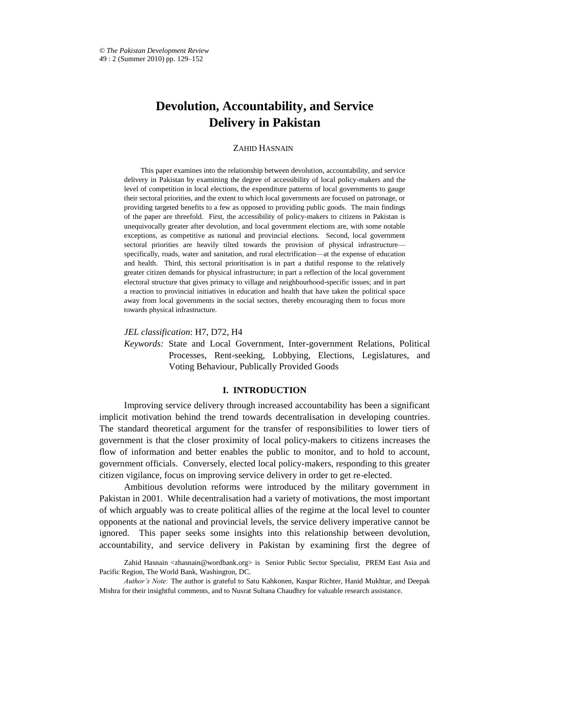# Devolution, Accountability, and Service Delivery in Pakistan

ZAHID HASNAIN

This paper examines into the relationship between devolution, accountability, and service delivery in Pakistan by examining the degree of accessibility of local policy-makers and the level of competition in local elections, the expenditure patterns of local governments to gauge their sectoral priorities, and the extent to which local governments are focused on patronage, or providing targeted benefits to a few as opposed to providing public goods. The main findings of the paper are threefold. First, the accessibility of policy-makers to citizens in Pakistan is unequivocally greater after devolution, and local government elections are, with some notable exceptions, as competitive as national and provincial elections. Second, local government sectoral priorities are heavily tilted towards the provision of physical infrastructure—specifically, roads, water and sanitation, and rural electrification—at the expense of education and health. Third, this sectoral prioritisation is in part a dutiful response to the relatively greater citizen demands for physical infrastructure; in part a reflection of the local government electoral structure that gives primacy to village and neighbourhood-specific issues; and in part a reaction to provincial initiatives in education and health that have taken the political space away from local governments in the social sectors, thereby encouraging them to focus more towards physical infrastructure.

*JEL classification*: H7, D72, H4

*Keywords:* State and Local Government, Inter-government Relations, Political Processes, Rent-seeking, Lobbying, Elections, Legislatures, and Voting Behaviour, Publically Provided Goods

## I. INTRODUCTION

Improving service delivery through increased accountability has been a significant implicit motivation behind the trend towards decentralisation in developing countries. The standard theoretical argument for the transfer of responsibilities to lower tiers of government is that the closer proximity of local policy-makers to citizens increases the flow of information and better enables the public to monitor, and to hold to account, government officials. Conversely, elected local policy-makers, responding to this greater citizen vigilance, focus on improving service delivery in order to get re-elected.

Ambitious devolution reforms were introduced by the military government in Pakistan in 2001. While decentralisation had a variety of motivations, the most important of which arguably was to create political allies of the regime at the local level to counter opponents at the national and provincial levels, the service delivery imperative cannot be ignored. This paper seeks some insights into this relationship between devolution, accountability, and service delivery in Pakistan by examining first the degree of

Zahid Hasnain <zhasnain@wordbank.org> is Senior Public Sector Specialist, PREM East Asia and Pacific Region, The World Bank, Washington, DC.

*Author's Note:* The author is grateful to Satu Kahkonen, Kaspar Richter, Hanid Mukhtar, and Deepak Mishra for their insightful comments, and to Nusrat Sultana Chaudhry for valuable research assistance.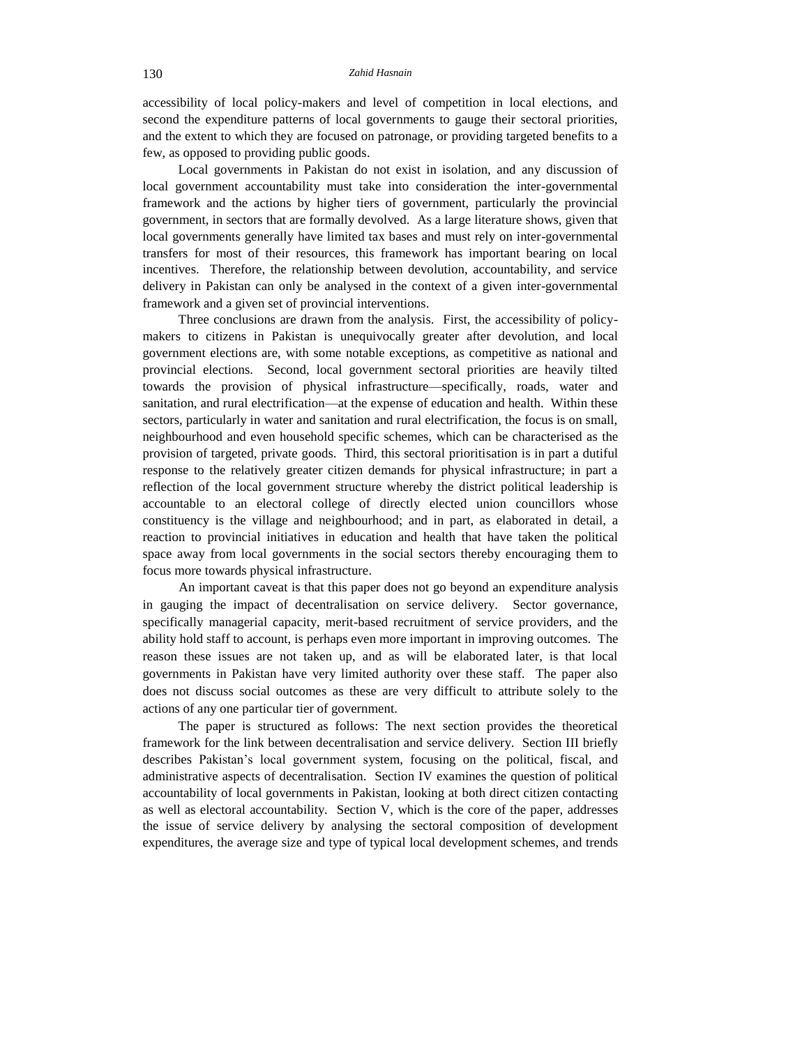accessibility of local policy-makers and level of competition in local elections, and second the expenditure patterns of local governments to gauge their sectoral priorities, and the extent to which they are focused on patronage, or providing targeted benefits to a few, as opposed to providing public goods.

Local governments in Pakistan do not exist in isolation, and any discussion of local government accountability must take into consideration the inter-governmental framework and the actions by higher tiers of government, particularly the provincial government, in sectors that are formally devolved. As a large literature shows, given that local governments generally have limited tax bases and must rely on inter-governmental transfers for most of their resources, this framework has important bearing on local incentives. Therefore, the relationship between devolution, accountability, and service delivery in Pakistan can only be analysed in the context of a given inter-governmental framework and a given set of provincial interventions.

Three conclusions are drawn from the analysis. First, the accessibility of policy-makers to citizens in Pakistan is unequivocally greater after devolution, and local government elections are, with some notable exceptions, as competitive as national and provincial elections. Second, local government sectoral priorities are heavily tilted towards the provision of physical infrastructure—specifically, roads, water and sanitation, and rural electrification—at the expense of education and health. Within these sectors, particularly in water and sanitation and rural electrification, the focus is on small, neighbourhood and even household specific schemes, which can be characterised as the provision of targeted, private goods. Third, this sectoral prioritisation is in part a dutiful response to the relatively greater citizen demands for physical infrastructure; in part a reflection of the local government structure whereby the district political leadership is accountable to an electoral college of directly elected union councillors whose constituency is the village and neighbourhood; and in part, as elaborated in detail, a reaction to provincial initiatives in education and health that have taken the political space away from local governments in the social sectors thereby encouraging them to focus more towards physical infrastructure.

An important caveat is that this paper does not go beyond an expenditure analysis in gauging the impact of decentralisation on service delivery. Sector governance, specifically managerial capacity, merit-based recruitment of service providers, and the ability hold staff to account, is perhaps even more important in improving outcomes. The reason these issues are not taken up, and as will be elaborated later, is that local governments in Pakistan have very limited authority over these staff. The paper also does not discuss social outcomes as these are very difficult to attribute solely to the actions of any one particular tier of government.

The paper is structured as follows: The next section provides the theoretical framework for the link between decentralisation and service delivery. Section III briefly describes Pakistan's local government system, focusing on the political, fiscal, and administrative aspects of decentralisation. Section IV examines the question of political accountability of local governments in Pakistan, looking at both direct citizen contacting as well as electoral accountability. Section V, which is the core of the paper, addresses the issue of service delivery by analysing the sectoral composition of development expenditures, the average size and type of typical local development schemes, and trends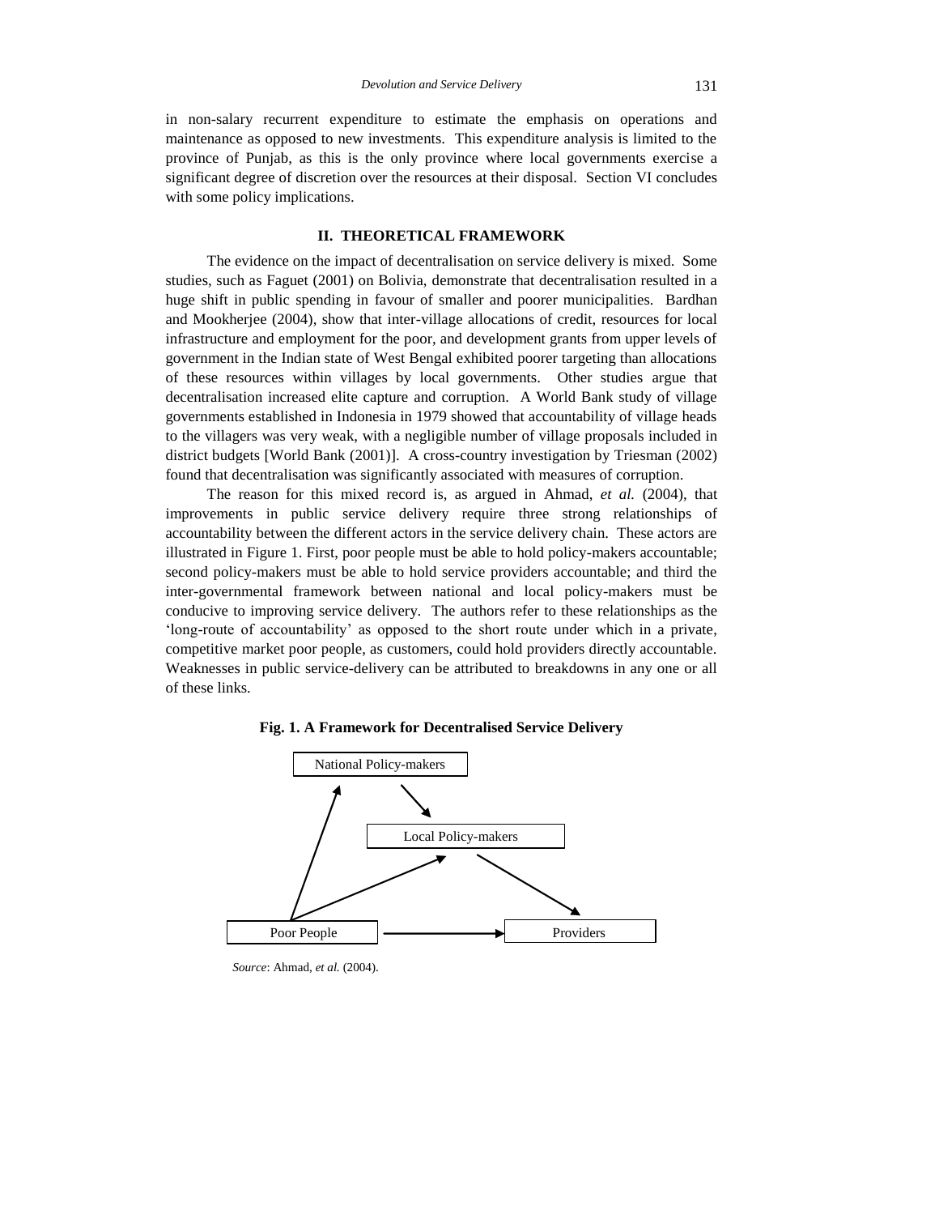in non-salary recurrent expenditure to estimate the emphasis on operations and maintenance as opposed to new investments. This expenditure analysis is limited to the province of Punjab, as this is the only province where local governments exercise a significant degree of discretion over the resources at their disposal. Section VI concludes with some policy implications.

## II. THEORETICAL FRAMEWORK

The evidence on the impact of decentralisation on service delivery is mixed. Some studies, such as Faguet (2001) on Bolivia, demonstrate that decentralisation resulted in a huge shift in public spending in favour of smaller and poorer municipalities. Bardhan and Mookherjee (2004), show that inter-village allocations of credit, resources for local infrastructure and employment for the poor, and development grants from upper levels of government in the Indian state of West Bengal exhibited poorer targeting than allocations of these resources within villages by local governments. Other studies argue that decentralisation increased elite capture and corruption. A World Bank study of village governments established in Indonesia in 1979 showed that accountability of village heads to the villagers was very weak, with a negligible number of village proposals included in district budgets [World Bank (2001)]. A cross-country investigation by Triesman (2002) found that decentralisation was significantly associated with measures of corruption.

The reason for this mixed record is, as argued in Ahmad, *et al.* (2004), that improvements in public service delivery require three strong relationships of accountability between the different actors in the service delivery chain. These actors are illustrated in Figure 1. First, poor people must be able to hold policy-makers accountable; second policy-makers must be able to hold service providers accountable; and third the inter-governmental framework between national and local policy-makers must be conducive to improving service delivery. The authors refer to these relationships as the 'long-route of accountability' as opposed to the short route under which in a private, competitive market poor people, as customers, could hold providers directly accountable. Weaknesses in public service-delivery can be attributed to breakdowns in any one or all of these links.

**Fig. 1. A Framework for Decentralised Service Delivery**

National Policy-makers

Local Policy-makers

Poor People

Providers

*Source*: Ahmad, *et al.* (2004).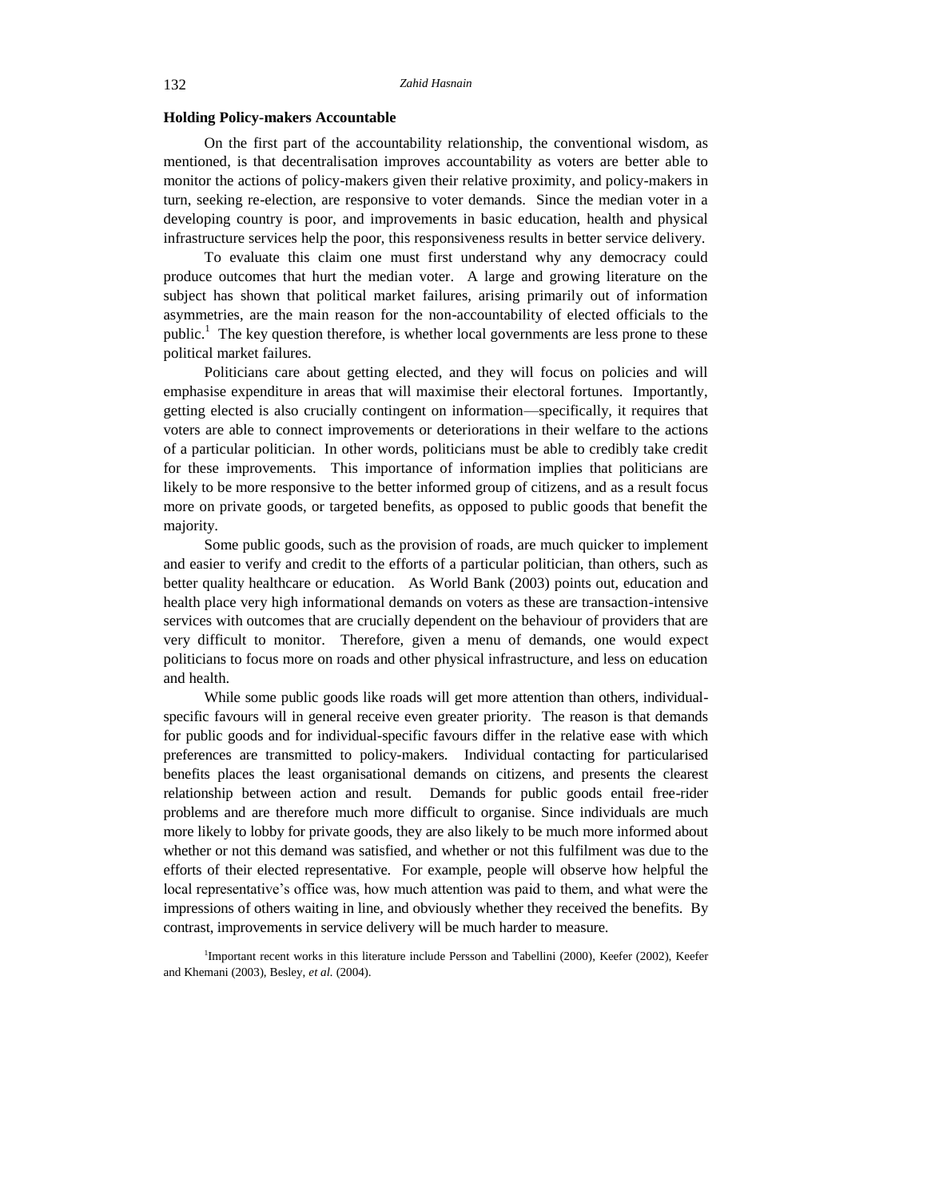### Holding Policy-makers Accountable

On the first part of the accountability relationship, the conventional wisdom, as mentioned, is that decentralisation improves accountability as voters are better able to monitor the actions of policy-makers given their relative proximity, and policy-makers in turn, seeking re-election, are responsive to voter demands. Since the median voter in a developing country is poor, and improvements in basic education, health and physical infrastructure services help the poor, this responsiveness results in better service delivery.

To evaluate this claim one must first understand why any democracy could produce outcomes that hurt the median voter. A large and growing literature on the subject has shown that political market failures, arising primarily out of information asymmetries, are the main reason for the non-accountability of elected officials to the public.[1] The key question therefore, is whether local governments are less prone to these political market failures.

Politicians care about getting elected, and they will focus on policies and will emphasise expenditure in areas that will maximise their electoral fortunes. Importantly, getting elected is also crucially contingent on information—specifically, it requires that voters are able to connect improvements or deteriorations in their welfare to the actions of a particular politician. In other words, politicians must be able to credibly take credit for these improvements. This importance of information implies that politicians are likely to be more responsive to the better informed group of citizens, and as a result focus more on private goods, or targeted benefits, as opposed to public goods that benefit the majority.

Some public goods, such as the provision of roads, are much quicker to implement and easier to verify and credit to the efforts of a particular politician, than others, such as better quality healthcare or education. As World Bank (2003) points out, education and health place very high informational demands on voters as these are transaction-intensive services with outcomes that are crucially dependent on the behaviour of providers that are very difficult to monitor. Therefore, given a menu of demands, one would expect politicians to focus more on roads and other physical infrastructure, and less on education and health.

While some public goods like roads will get more attention than others, individual-specific favours will in general receive even greater priority. The reason is that demands for public goods and for individual-specific favours differ in the relative ease with which preferences are transmitted to policy-makers. Individual contacting for particularised benefits places the least organisational demands on citizens, and presents the clearest relationship between action and result. Demands for public goods entail free-rider problems and are therefore much more difficult to organise. Since individuals are much more likely to lobby for private goods, they are also likely to be much more informed about whether or not this demand was satisfied, and whether or not this fulfilment was due to the efforts of their elected representative. For example, people will observe how helpful the local representative's office was, how much attention was paid to them, and what were the impressions of others waiting in line, and obviously whether they received the benefits. By contrast, improvements in service delivery will be much harder to measure.

[1]Important recent works in this literature include Persson and Tabellini (2000), Keefer (2002), Keefer and Khemani (2003), Besley, *et al.* (2004).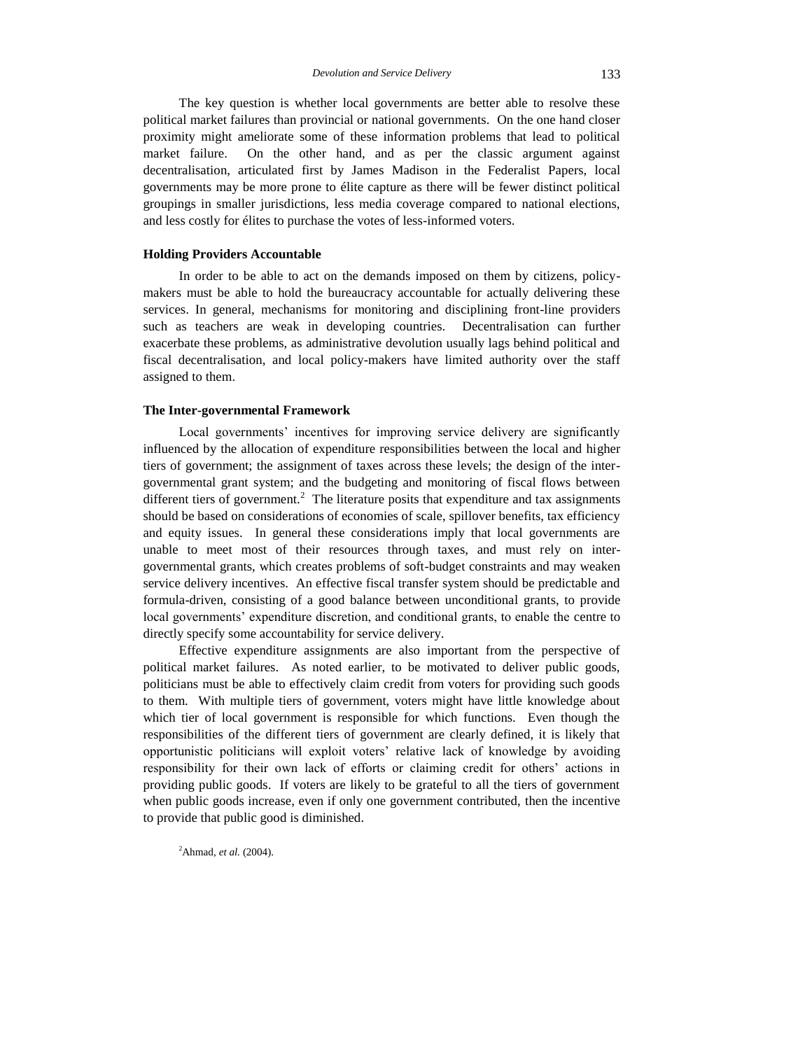The key question is whether local governments are better able to resolve these political market failures than provincial or national governments. On the one hand closer proximity might ameliorate some of these information problems that lead to political market failure. On the other hand, and as per the classic argument against decentralisation, articulated first by James Madison in the Federalist Papers, local governments may be more prone to élite capture as there will be fewer distinct political groupings in smaller jurisdictions, less media coverage compared to national elections, and less costly for élites to purchase the votes of less-informed voters.

### Holding Providers Accountable

In order to be able to act on the demands imposed on them by citizens, policy-makers must be able to hold the bureaucracy accountable for actually delivering these services. In general, mechanisms for monitoring and disciplining front-line providers such as teachers are weak in developing countries. Decentralisation can further exacerbate these problems, as administrative devolution usually lags behind political and fiscal decentralisation, and local policy-makers have limited authority over the staff assigned to them.

### The Inter-governmental Framework

Local governments' incentives for improving service delivery are significantly influenced by the allocation of expenditure responsibilities between the local and higher tiers of government; the assignment of taxes across these levels; the design of the inter-governmental grant system; and the budgeting and monitoring of fiscal flows between different tiers of government.[2] The literature posits that expenditure and tax assignments should be based on considerations of economies of scale, spillover benefits, tax efficiency and equity issues. In general these considerations imply that local governments are unable to meet most of their resources through taxes, and must rely on inter-governmental grants, which creates problems of soft-budget constraints and may weaken service delivery incentives. An effective fiscal transfer system should be predictable and formula-driven, consisting of a good balance between unconditional grants, to provide local governments' expenditure discretion, and conditional grants, to enable the centre to directly specify some accountability for service delivery.

Effective expenditure assignments are also important from the perspective of political market failures. As noted earlier, to be motivated to deliver public goods, politicians must be able to effectively claim credit from voters for providing such goods to them. With multiple tiers of government, voters might have little knowledge about which tier of local government is responsible for which functions. Even though the responsibilities of the different tiers of government are clearly defined, it is likely that opportunistic politicians will exploit voters' relative lack of knowledge by avoiding responsibility for their own lack of efforts or claiming credit for others' actions in providing public goods. If voters are likely to be grateful to all the tiers of government when public goods increase, even if only one government contributed, then the incentive to provide that public good is diminished.

[2] Ahmad, *et al.* (2004).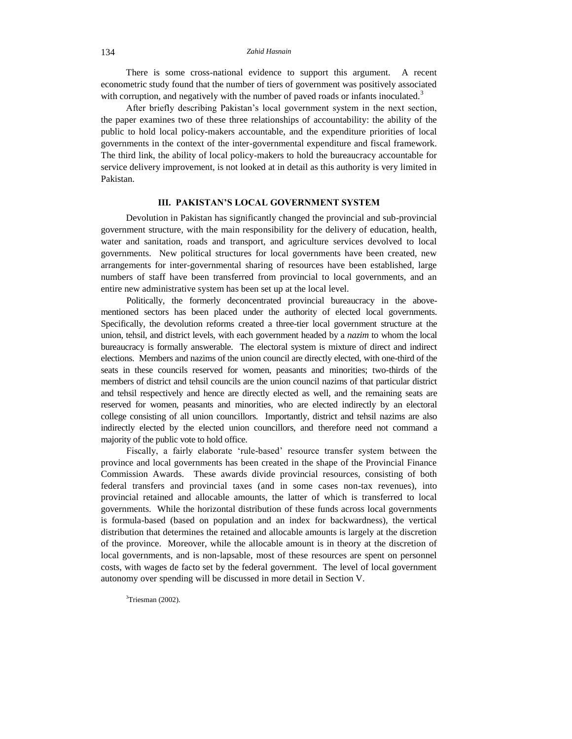There is some cross-national evidence to support this argument. A recent econometric study found that the number of tiers of government was positively associated with corruption, and negatively with the number of paved roads or infants inoculated.[3]

After briefly describing Pakistan's local government system in the next section, the paper examines two of these three relationships of accountability: the ability of the public to hold local policy-makers accountable, and the expenditure priorities of local governments in the context of the inter-governmental expenditure and fiscal framework. The third link, the ability of local policy-makers to hold the bureaucracy accountable for service delivery improvement, is not looked at in detail as this authority is very limited in Pakistan.

## III. PAKISTAN'S LOCAL GOVERNMENT SYSTEM

Devolution in Pakistan has significantly changed the provincial and sub-provincial government structure, with the main responsibility for the delivery of education, health, water and sanitation, roads and transport, and agriculture services devolved to local governments. New political structures for local governments have been created, new arrangements for inter-governmental sharing of resources have been established, large numbers of staff have been transferred from provincial to local governments, and an entire new administrative system has been set up at the local level.

Politically, the formerly deconcentrated provincial bureaucracy in the above-mentioned sectors has been placed under the authority of elected local governments. Specifically, the devolution reforms created a three-tier local government structure at the union, tehsil, and district levels, with each government headed by a *nazim* to whom the local bureaucracy is formally answerable. The electoral system is mixture of direct and indirect elections. Members and nazims of the union council are directly elected, with one-third of the seats in these councils reserved for women, peasants and minorities; two-thirds of the members of district and tehsil councils are the union council nazims of that particular district and tehsil respectively and hence are directly elected as well, and the remaining seats are reserved for women, peasants and minorities, who are elected indirectly by an electoral college consisting of all union councillors. Importantly, district and tehsil nazims are also indirectly elected by the elected union councillors, and therefore need not command a majority of the public vote to hold office.

Fiscally, a fairly elaborate 'rule-based' resource transfer system between the province and local governments has been created in the shape of the Provincial Finance Commission Awards. These awards divide provincial resources, consisting of both federal transfers and provincial taxes (and in some cases non-tax revenues), into provincial retained and allocable amounts, the latter of which is transferred to local governments. While the horizontal distribution of these funds across local governments is formula-based (based on population and an index for backwardness), the vertical distribution that determines the retained and allocable amounts is largely at the discretion of the province. Moreover, while the allocable amount is in theory at the discretion of local governments, and is non-lapsable, most of these resources are spent on personnel costs, with wages de facto set by the federal government. The level of local government autonomy over spending will be discussed in more detail in Section V.

[3] Triesman (2002).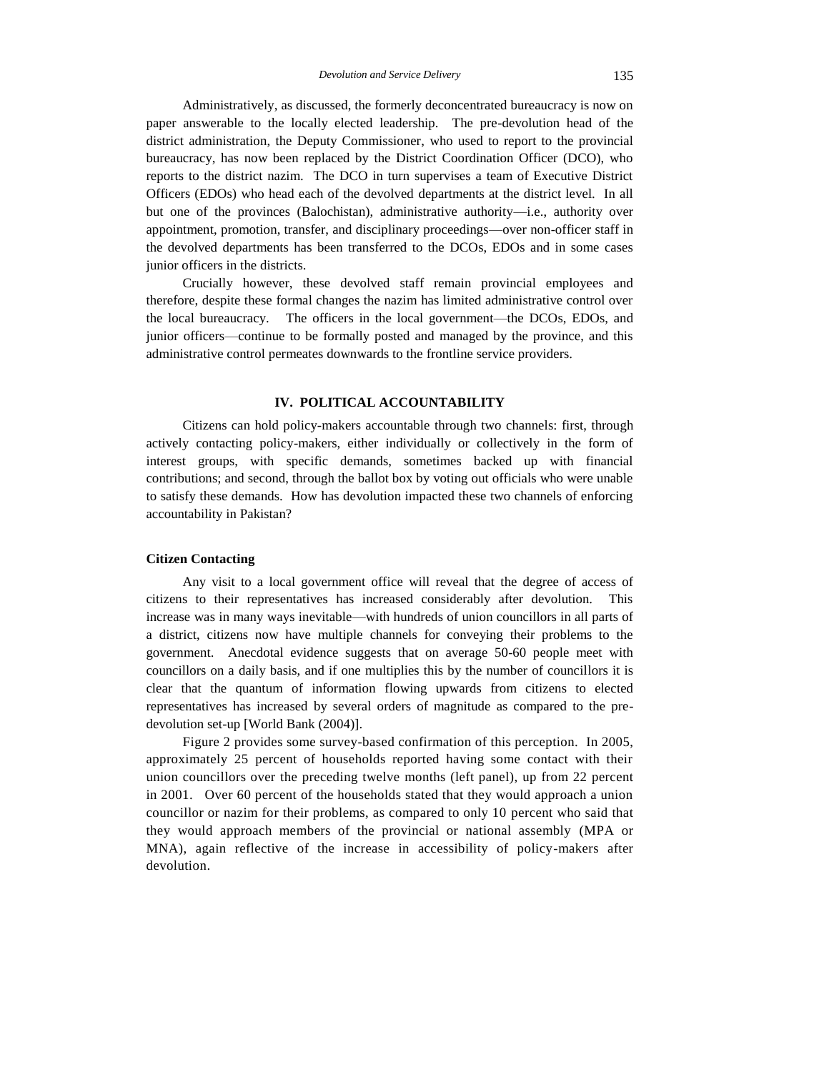Administratively, as discussed, the formerly deconcentrated bureaucracy is now on paper answerable to the locally elected leadership. The pre-devolution head of the district administration, the Deputy Commissioner, who used to report to the provincial bureaucracy, has now been replaced by the District Coordination Officer (DCO), who reports to the district nazim. The DCO in turn supervises a team of Executive District Officers (EDOs) who head each of the devolved departments at the district level. In all but one of the provinces (Balochistan), administrative authority—i.e., authority over appointment, promotion, transfer, and disciplinary proceedings—over non-officer staff in the devolved departments has been transferred to the DCOs, EDOs and in some cases junior officers in the districts.

Crucially however, these devolved staff remain provincial employees and therefore, despite these formal changes the nazim has limited administrative control over the local bureaucracy. The officers in the local government—the DCOs, EDOs, and junior officers—continue to be formally posted and managed by the province, and this administrative control permeates downwards to the frontline service providers.

## IV. POLITICAL ACCOUNTABILITY

Citizens can hold policy-makers accountable through two channels: first, through actively contacting policy-makers, either individually or collectively in the form of interest groups, with specific demands, sometimes backed up with financial contributions; and second, through the ballot box by voting out officials who were unable to satisfy these demands. How has devolution impacted these two channels of enforcing accountability in Pakistan?

### Citizen Contacting

Any visit to a local government office will reveal that the degree of access of citizens to their representatives has increased considerably after devolution. This increase was in many ways inevitable—with hundreds of union councillors in all parts of a district, citizens now have multiple channels for conveying their problems to the government. Anecdotal evidence suggests that on average 50-60 people meet with councillors on a daily basis, and if one multiplies this by the number of councillors it is clear that the quantum of information flowing upwards from citizens to elected representatives has increased by several orders of magnitude as compared to the pre-devolution set-up [World Bank (2004)].

Figure 2 provides some survey-based confirmation of this perception. In 2005, approximately 25 percent of households reported having some contact with their union councillors over the preceding twelve months (left panel), up from 22 percent in 2001. Over 60 percent of the households stated that they would approach a union councillor or nazim for their problems, as compared to only 10 percent who said that they would approach members of the provincial or national assembly (MPA or MNA), again reflective of the increase in accessibility of policy-makers after devolution.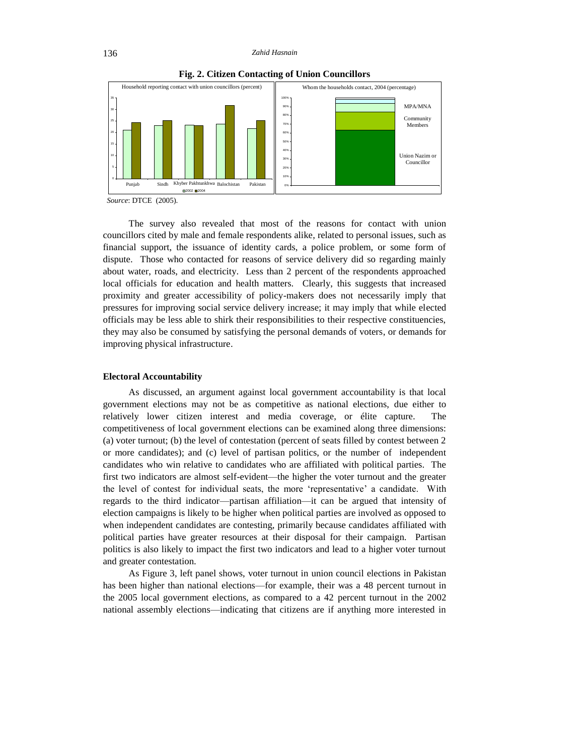**Fig. 2. Citizen Contacting of Union Councillors**

*Source*: DTCE (2005).

The survey also revealed that most of the reasons for contact with union councillors cited by male and female respondents alike, related to personal issues, such as financial support, the issuance of identity cards, a police problem, or some form of dispute. Those who contacted for reasons of service delivery did so regarding mainly about water, roads, and electricity. Less than 2 percent of the respondents approached local officials for education and health matters. Clearly, this suggests that increased proximity and greater accessibility of policy-makers does not necessarily imply that pressures for improving social service delivery increase; it may imply that while elected officials may be less able to shirk their responsibilities to their respective constituencies, they may also be consumed by satisfying the personal demands of voters, or demands for improving physical infrastructure.

### Electoral Accountability

As discussed, an argument against local government accountability is that local government elections may not be as competitive as national elections, due either to relatively lower citizen interest and media coverage, or élite capture. The competitiveness of local government elections can be examined along three dimensions: (a) voter turnout; (b) the level of contestation (percent of seats filled by contest between 2 or more candidates); and (c) level of partisan politics, or the number of independent candidates who win relative to candidates who are affiliated with political parties. The first two indicators are almost self-evident—the higher the voter turnout and the greater the level of contest for individual seats, the more 'representative' a candidate. With regards to the third indicator—partisan affiliation—it can be argued that intensity of election campaigns is likely to be higher when political parties are involved as opposed to when independent candidates are contesting, primarily because candidates affiliated with political parties have greater resources at their disposal for their campaign. Partisan politics is also likely to impact the first two indicators and lead to a higher voter turnout and greater contestation.

As Figure 3, left panel shows, voter turnout in union council elections in Pakistan has been higher than national elections—for example, their was a 48 percent turnout in the 2005 local government elections, as compared to a 42 percent turnout in the 2002 national assembly elections—indicating that citizens are if anything more interested in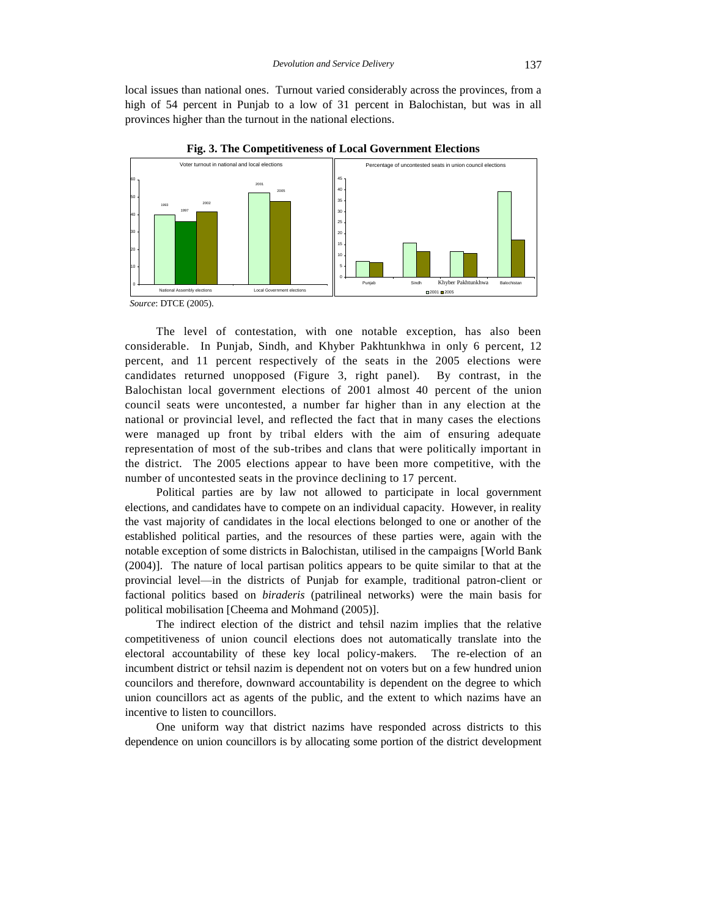local issues than national ones. Turnout varied considerably across the provinces, from a high of 54 percent in Punjab to a low of 31 percent in Balochistan, but was in all provinces higher than the turnout in the national elections.

**Fig. 3. The Competitiveness of Local Government Elections**

*Source*: DTCE (2005).

The level of contestation, with one notable exception, has also been considerable. In Punjab, Sindh, and Khyber Pakhtunkhwa in only 6 percent, 12 percent, and 11 percent respectively of the seats in the 2005 elections were candidates returned unopposed (Figure 3, right panel). By contrast, in the Balochistan local government elections of 2001 almost 40 percent of the union council seats were uncontested, a number far higher than in any election at the national or provincial level, and reflected the fact that in many cases the elections were managed up front by tribal elders with the aim of ensuring adequate representation of most of the sub-tribes and clans that were politically important in the district. The 2005 elections appear to have been more competitive, with the number of uncontested seats in the province declining to 17 percent.

Political parties are by law not allowed to participate in local government elections, and candidates have to compete on an individual capacity. However, in reality the vast majority of candidates in the local elections belonged to one or another of the established political parties, and the resources of these parties were, again with the notable exception of some districts in Balochistan, utilised in the campaigns [World Bank (2004)]. The nature of local partisan politics appears to be quite similar to that at the provincial level—in the districts of Punjab for example, traditional patron-client or factional politics based on *biraderis* (patrilineal networks) were the main basis for political mobilisation [Cheema and Mohmand (2005)].

The indirect election of the district and tehsil nazim implies that the relative competitiveness of union council elections does not automatically translate into the electoral accountability of these key local policy-makers. The re-election of an incumbent district or tehsil nazim is dependent not on voters but on a few hundred union councilors and therefore, downward accountability is dependent on the degree to which union councillors act as agents of the public, and the extent to which nazims have an incentive to listen to councillors.

One uniform way that district nazims have responded across districts to this dependence on union councillors is by allocating some portion of the district development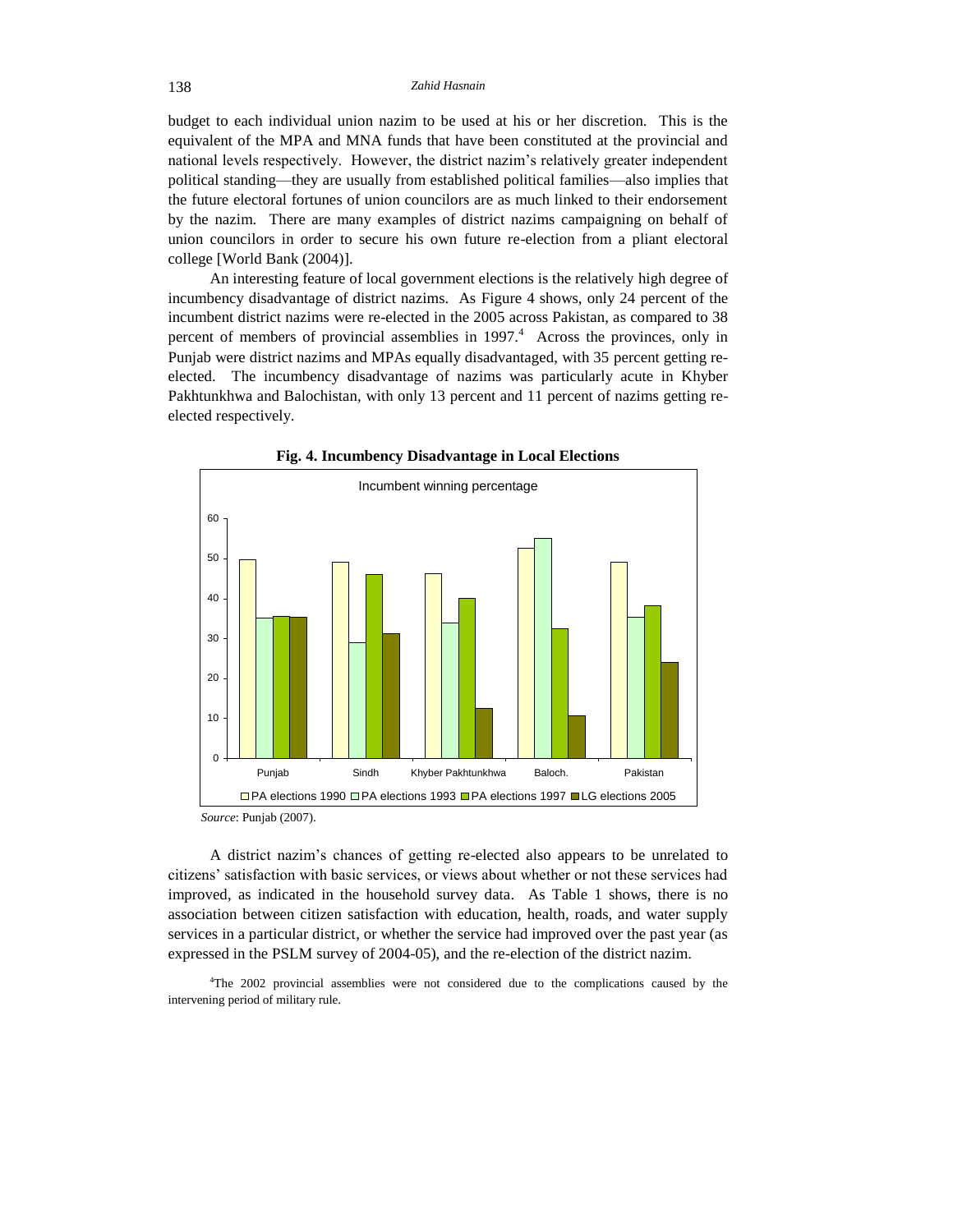budget to each individual union nazim to be used at his or her discretion. This is the equivalent of the MPA and MNA funds that have been constituted at the provincial and national levels respectively. However, the district nazim's relatively greater independent political standing—they are usually from established political families—also implies that the future electoral fortunes of union councilors are as much linked to their endorsement by the nazim. There are many examples of district nazims campaigning on behalf of union councilors in order to secure his own future re-election from a pliant electoral college [World Bank (2004)].

An interesting feature of local government elections is the relatively high degree of incumbency disadvantage of district nazims. As Figure 4 shows, only 24 percent of the incumbent district nazims were re-elected in the 2005 across Pakistan, as compared to 38 percent of members of provincial assemblies in 1997.[4] Across the provinces, only in Punjab were district nazims and MPAs equally disadvantaged, with 35 percent getting re-elected. The incumbency disadvantage of nazims was particularly acute in Khyber Pakhtunkhwa and Balochistan, with only 13 percent and 11 percent of nazims getting re-elected respectively.

**Fig. 4. Incumbency Disadvantage in Local Elections**

*Source*: Punjab (2007).

A district nazim's chances of getting re-elected also appears to be unrelated to citizens' satisfaction with basic services, or views about whether or not these services had improved, as indicated in the household survey data. As Table 1 shows, there is no association between citizen satisfaction with education, health, roads, and water supply services in a particular district, or whether the service had improved over the past year (as expressed in the PSLM survey of 2004-05), and the re-election of the district nazim.

[4]The 2002 provincial assemblies were not considered due to the complications caused by the intervening period of military rule.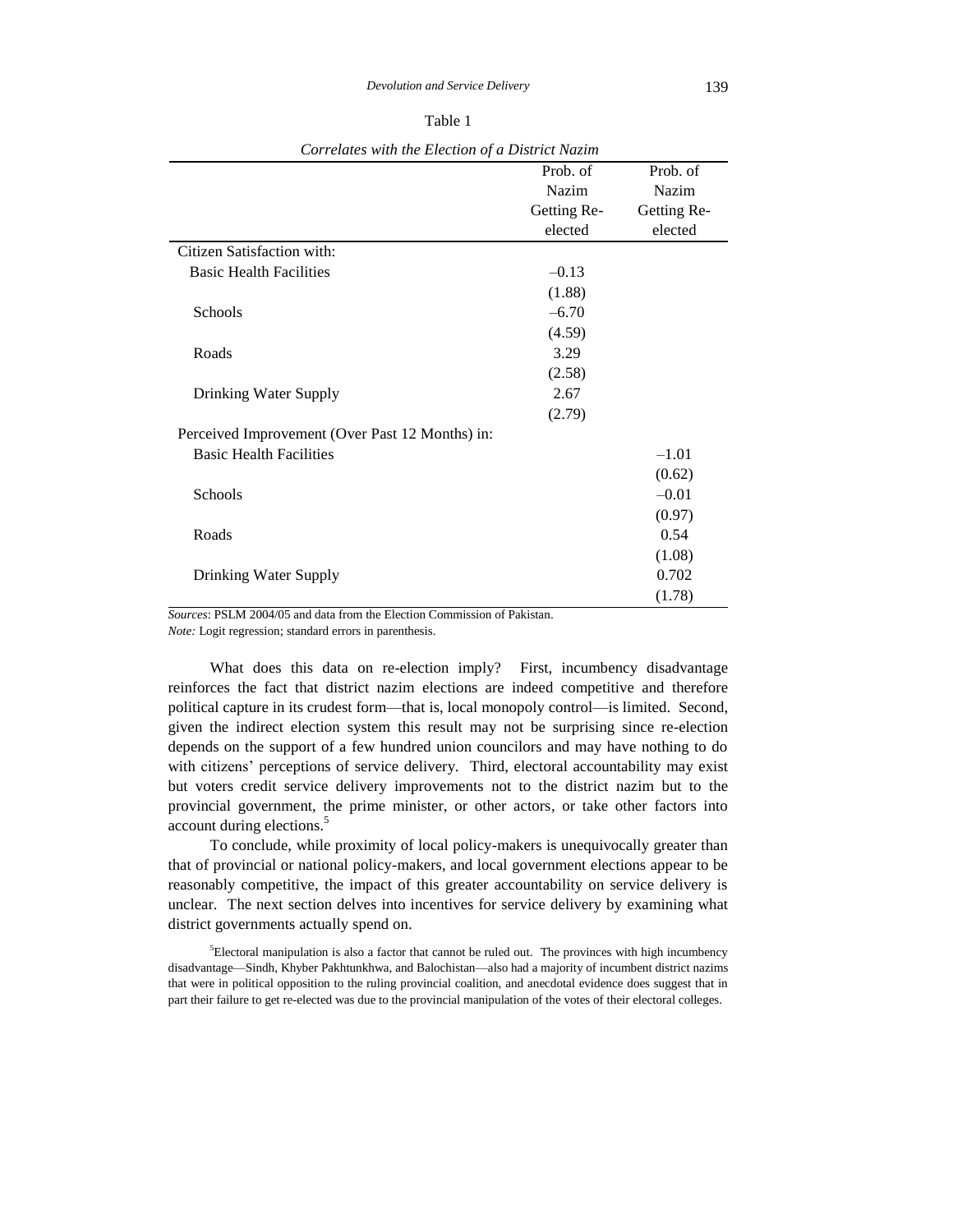Table 1

*Correlates with the Election of a District Nazim*

| | Prob. of Nazim Getting Re-elected | Prob. of Nazim Getting Re-elected |
|---|---|---|
| Citizen Satisfaction with: | | |
| Basic Health Facilities | –0.13 | |
| | (1.88) | |
| Schools | –6.70 | |
| | (4.59) | |
| Roads | 3.29 | |
| | (2.58) | |
| Drinking Water Supply | 2.67 | |
| | (2.79) | |
| Perceived Improvement (Over Past 12 Months) in: | | |
| Basic Health Facilities | | –1.01 |
| | | (0.62) |
| Schools | | –0.01 |
| | | (0.97) |
| Roads | | 0.54 |
| | | (1.08) |
| Drinking Water Supply | | 0.702 |
| | | (1.78) |

*Sources*: PSLM 2004/05 and data from the Election Commission of Pakistan.
*Note:* Logit regression; standard errors in parenthesis.

What does this data on re-election imply? First, incumbency disadvantage reinforces the fact that district nazim elections are indeed competitive and therefore political capture in its crudest form—that is, local monopoly control—is limited. Second, given the indirect election system this result may not be surprising since re-election depends on the support of a few hundred union councilors and may have nothing to do with citizens' perceptions of service delivery. Third, electoral accountability may exist but voters credit service delivery improvements not to the district nazim but to the provincial government, the prime minister, or other actors, or take other factors into account during elections.[5]

To conclude, while proximity of local policy-makers is unequivocally greater than that of provincial or national policy-makers, and local government elections appear to be reasonably competitive, the impact of this greater accountability on service delivery is unclear. The next section delves into incentives for service delivery by examining what district governments actually spend on.

[5]Electoral manipulation is also a factor that cannot be ruled out. The provinces with high incumbency disadvantage—Sindh, Khyber Pakhtunkhwa, and Balochistan—also had a majority of incumbent district nazims that were in political opposition to the ruling provincial coalition, and anecdotal evidence does suggest that in part their failure to get re-elected was due to the provincial manipulation of the votes of their electoral colleges.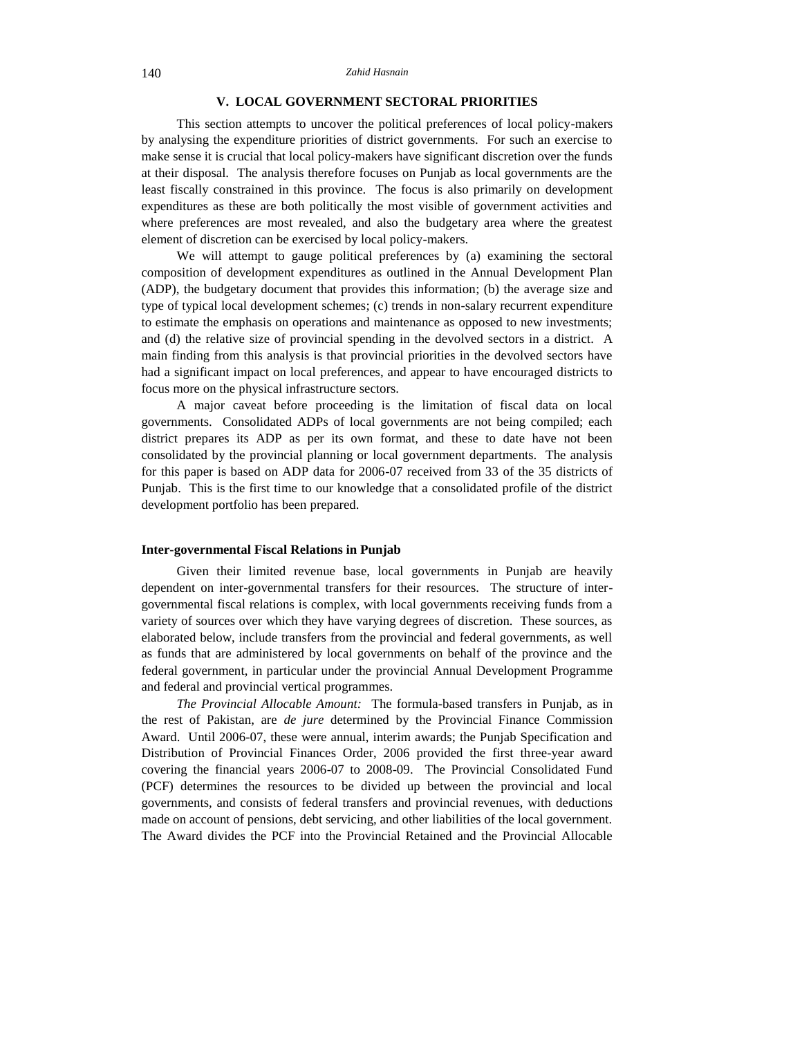## V. LOCAL GOVERNMENT SECTORAL PRIORITIES

This section attempts to uncover the political preferences of local policy-makers by analysing the expenditure priorities of district governments. For such an exercise to make sense it is crucial that local policy-makers have significant discretion over the funds at their disposal. The analysis therefore focuses on Punjab as local governments are the least fiscally constrained in this province. The focus is also primarily on development expenditures as these are both politically the most visible of government activities and where preferences are most revealed, and also the budgetary area where the greatest element of discretion can be exercised by local policy-makers.

We will attempt to gauge political preferences by (a) examining the sectoral composition of development expenditures as outlined in the Annual Development Plan (ADP), the budgetary document that provides this information; (b) the average size and type of typical local development schemes; (c) trends in non-salary recurrent expenditure to estimate the emphasis on operations and maintenance as opposed to new investments; and (d) the relative size of provincial spending in the devolved sectors in a district. A main finding from this analysis is that provincial priorities in the devolved sectors have had a significant impact on local preferences, and appear to have encouraged districts to focus more on the physical infrastructure sectors.

A major caveat before proceeding is the limitation of fiscal data on local governments. Consolidated ADPs of local governments are not being compiled; each district prepares its ADP as per its own format, and these to date have not been consolidated by the provincial planning or local government departments. The analysis for this paper is based on ADP data for 2006-07 received from 33 of the 35 districts of Punjab. This is the first time to our knowledge that a consolidated profile of the district development portfolio has been prepared.

### Inter-governmental Fiscal Relations in Punjab

Given their limited revenue base, local governments in Punjab are heavily dependent on inter-governmental transfers for their resources. The structure of inter-governmental fiscal relations is complex, with local governments receiving funds from a variety of sources over which they have varying degrees of discretion. These sources, as elaborated below, include transfers from the provincial and federal governments, as well as funds that are administered by local governments on behalf of the province and the federal government, in particular under the provincial Annual Development Programme and federal and provincial vertical programmes.

*The Provincial Allocable Amount:* The formula-based transfers in Punjab, as in the rest of Pakistan, are *de jure* determined by the Provincial Finance Commission Award. Until 2006-07, these were annual, interim awards; the Punjab Specification and Distribution of Provincial Finances Order, 2006 provided the first three-year award covering the financial years 2006-07 to 2008-09. The Provincial Consolidated Fund (PCF) determines the resources to be divided up between the provincial and local governments, and consists of federal transfers and provincial revenues, with deductions made on account of pensions, debt servicing, and other liabilities of the local government. The Award divides the PCF into the Provincial Retained and the Provincial Allocable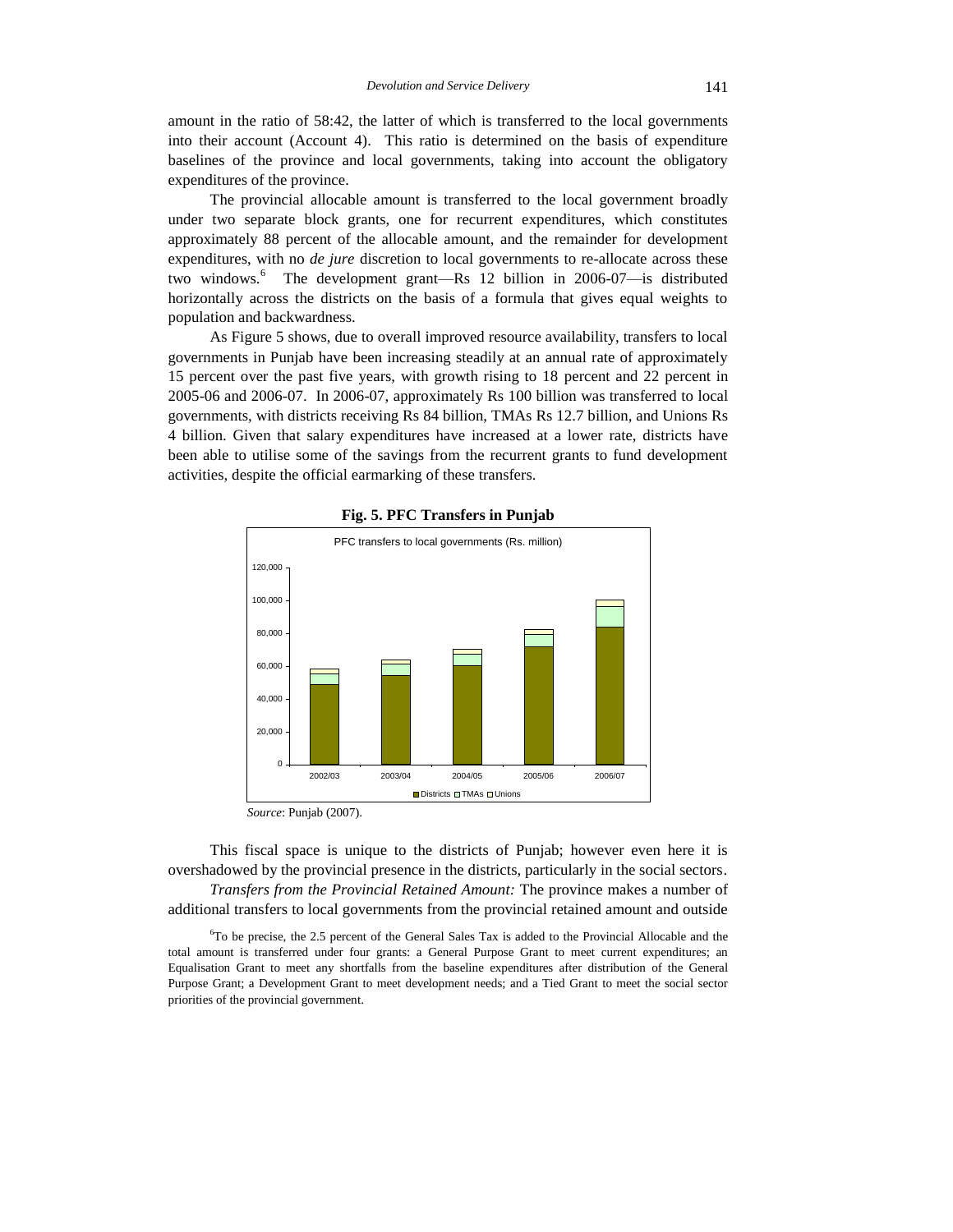amount in the ratio of 58:42, the latter of which is transferred to the local governments into their account (Account 4). This ratio is determined on the basis of expenditure baselines of the province and local governments, taking into account the obligatory expenditures of the province.

The provincial allocable amount is transferred to the local government broadly under two separate block grants, one for recurrent expenditures, which constitutes approximately 88 percent of the allocable amount, and the remainder for development expenditures, with no *de jure* discretion to local governments to re-allocate across these two windows.[6] The development grant—Rs 12 billion in 2006-07—is distributed horizontally across the districts on the basis of a formula that gives equal weights to population and backwardness.

As Figure 5 shows, due to overall improved resource availability, transfers to local governments in Punjab have been increasing steadily at an annual rate of approximately 15 percent over the past five years, with growth rising to 18 percent and 22 percent in 2005-06 and 2006-07. In 2006-07, approximately Rs 100 billion was transferred to local governments, with districts receiving Rs 84 billion, TMAs Rs 12.7 billion, and Unions Rs 4 billion. Given that salary expenditures have increased at a lower rate, districts have been able to utilise some of the savings from the recurrent grants to fund development activities, despite the official earmarking of these transfers.

**Fig. 5. PFC Transfers in Punjab**

*Source*: Punjab (2007).

This fiscal space is unique to the districts of Punjab; however even here it is overshadowed by the provincial presence in the districts, particularly in the social sectors.

*Transfers from the Provincial Retained Amount:* The province makes a number of additional transfers to local governments from the provincial retained amount and outside

[6]To be precise, the 2.5 percent of the General Sales Tax is added to the Provincial Allocable and the total amount is transferred under four grants: a General Purpose Grant to meet current expenditures; an Equalisation Grant to meet any shortfalls from the baseline expenditures after distribution of the General Purpose Grant; a Development Grant to meet development needs; and a Tied Grant to meet the social sector priorities of the provincial government.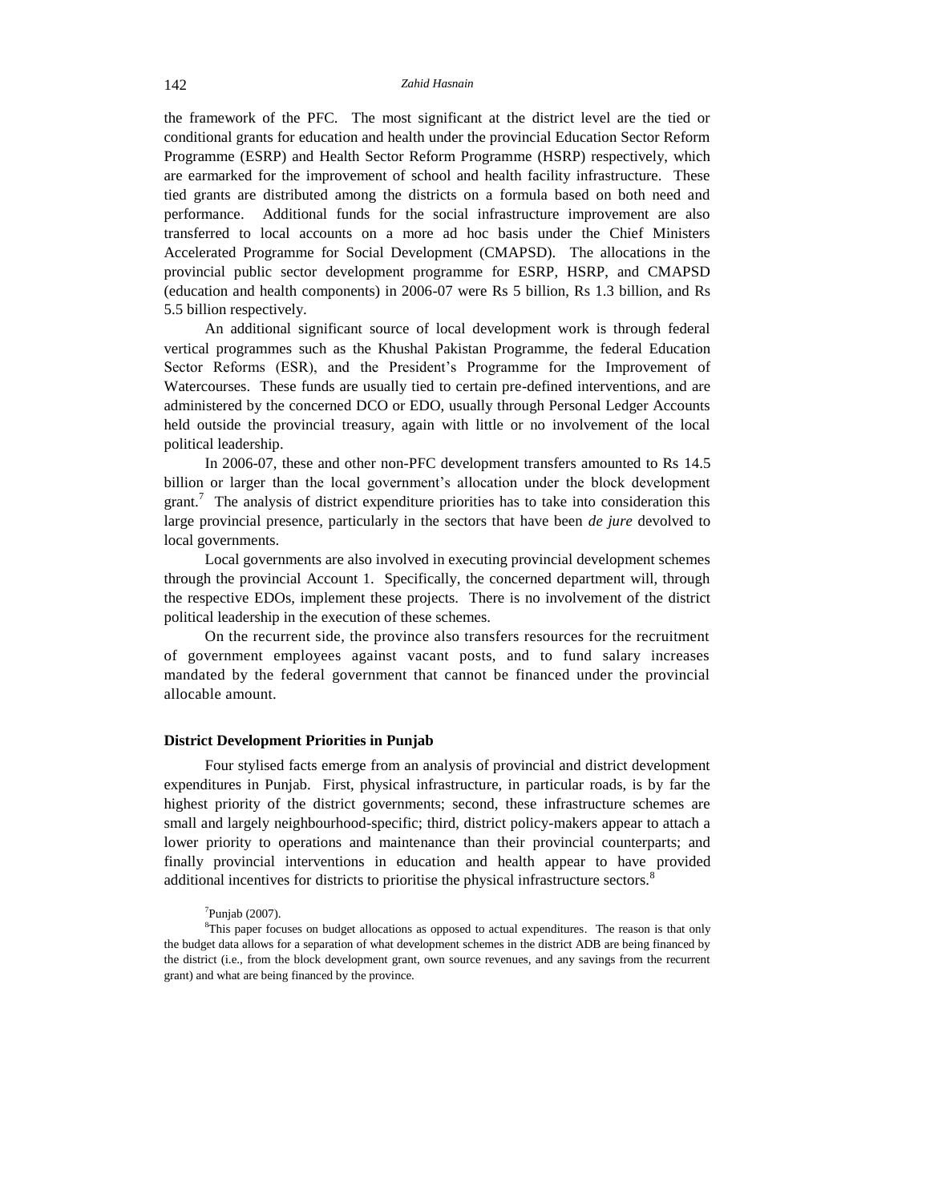the framework of the PFC. The most significant at the district level are the tied or conditional grants for education and health under the provincial Education Sector Reform Programme (ESRP) and Health Sector Reform Programme (HSRP) respectively, which are earmarked for the improvement of school and health facility infrastructure. These tied grants are distributed among the districts on a formula based on both need and performance. Additional funds for the social infrastructure improvement are also transferred to local accounts on a more ad hoc basis under the Chief Ministers Accelerated Programme for Social Development (CMAPSD). The allocations in the provincial public sector development programme for ESRP, HSRP, and CMAPSD (education and health components) in 2006-07 were Rs 5 billion, Rs 1.3 billion, and Rs 5.5 billion respectively.

An additional significant source of local development work is through federal vertical programmes such as the Khushal Pakistan Programme, the federal Education Sector Reforms (ESR), and the President's Programme for the Improvement of Watercourses. These funds are usually tied to certain pre-defined interventions, and are administered by the concerned DCO or EDO, usually through Personal Ledger Accounts held outside the provincial treasury, again with little or no involvement of the local political leadership.

In 2006-07, these and other non-PFC development transfers amounted to Rs 14.5 billion or larger than the local government's allocation under the block development grant.[7] The analysis of district expenditure priorities has to take into consideration this large provincial presence, particularly in the sectors that have been *de jure* devolved to local governments.

Local governments are also involved in executing provincial development schemes through the provincial Account 1. Specifically, the concerned department will, through the respective EDOs, implement these projects. There is no involvement of the district political leadership in the execution of these schemes.

On the recurrent side, the province also transfers resources for the recruitment of government employees against vacant posts, and to fund salary increases mandated by the federal government that cannot be financed under the provincial allocable amount.

**District Development Priorities in Punjab**

Four stylised facts emerge from an analysis of provincial and district development expenditures in Punjab. First, physical infrastructure, in particular roads, is by far the highest priority of the district governments; second, these infrastructure schemes are small and largely neighbourhood-specific; third, district policy-makers appear to attach a lower priority to operations and maintenance than their provincial counterparts; and finally provincial interventions in education and health appear to have provided additional incentives for districts to prioritise the physical infrastructure sectors.[8]

[7] Punjab (2007).

[8] This paper focuses on budget allocations as opposed to actual expenditures. The reason is that only the budget data allows for a separation of what development schemes in the district ADB are being financed by the district (i.e., from the block development grant, own source revenues, and any savings from the recurrent grant) and what are being financed by the province.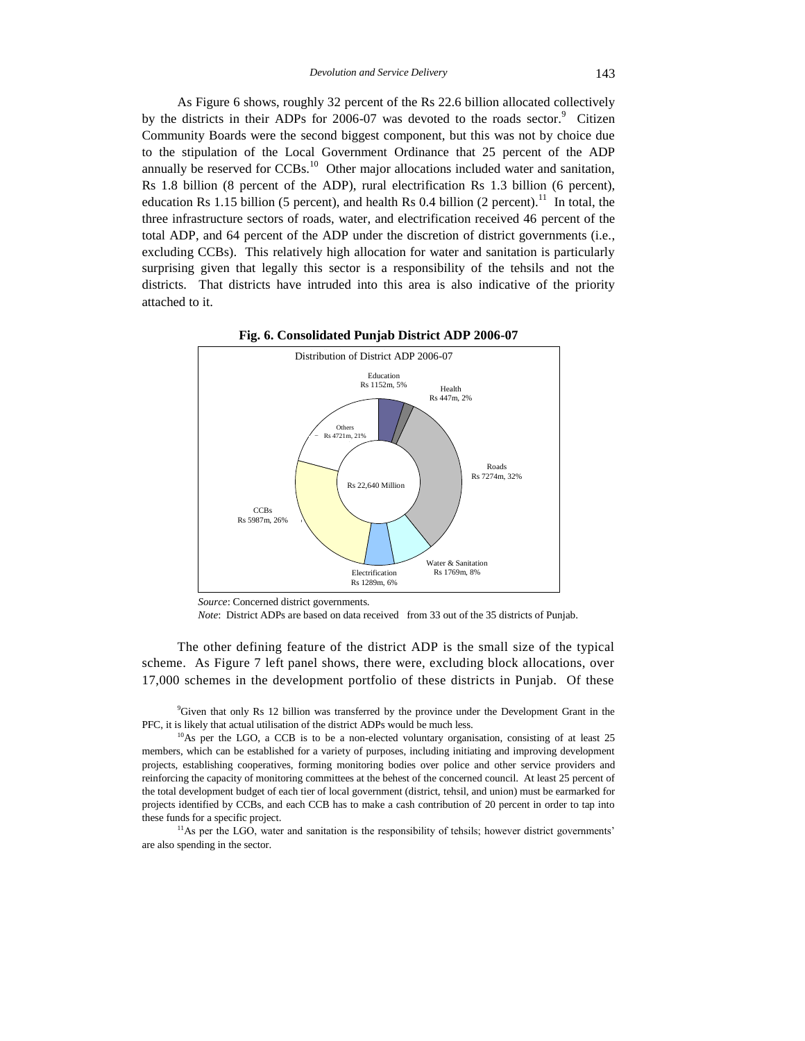As Figure 6 shows, roughly 32 percent of the Rs 22.6 billion allocated collectively by the districts in their ADPs for 2006-07 was devoted to the roads sector.[9] Citizen Community Boards were the second biggest component, but this was not by choice due to the stipulation of the Local Government Ordinance that 25 percent of the ADP annually be reserved for CCBs.[10] Other major allocations included water and sanitation, Rs 1.8 billion (8 percent of the ADP), rural electrification Rs 1.3 billion (6 percent), education Rs 1.15 billion (5 percent), and health Rs 0.4 billion (2 percent).[11] In total, the three infrastructure sectors of roads, water, and electrification received 46 percent of the total ADP, and 64 percent of the ADP under the discretion of district governments (i.e., excluding CCBs). This relatively high allocation for water and sanitation is particularly surprising given that legally this sector is a responsibility of the tehsils and not the districts. That districts have intruded into this area is also indicative of the priority attached to it.

**Fig. 6. Consolidated Punjab District ADP 2006-07**

Distribution of District ADP 2006-07

Rs 22,640 Million

- Education Rs 1152m, 5%
- Health Rs 447m, 2%
- Roads Rs 7274m, 32%
- Water & Sanitation Rs 1769m, 8%
- Electrification Rs 1289m, 6%
- CCBs Rs 5987m, 26%
- Others Rs 4721m, 21%

*Source*: Concerned district governments.

*Note*: District ADPs are based on data received from 33 out of the 35 districts of Punjab.

The other defining feature of the district ADP is the small size of the typical scheme. As Figure 7 left panel shows, there were, excluding block allocations, over 17,000 schemes in the development portfolio of these districts in Punjab. Of these

[9]Given that only Rs 12 billion was transferred by the province under the Development Grant in the PFC, it is likely that actual utilisation of the district ADPs would be much less.

[10]As per the LGO, a CCB is to be a non-elected voluntary organisation, consisting of at least 25 members, which can be established for a variety of purposes, including initiating and improving development projects, establishing cooperatives, forming monitoring bodies over police and other service providers and reinforcing the capacity of monitoring committees at the behest of the concerned council. At least 25 percent of the total development budget of each tier of local government (district, tehsil, and union) must be earmarked for projects identified by CCBs, and each CCB has to make a cash contribution of 20 percent in order to tap into these funds for a specific project.

[11]As per the LGO, water and sanitation is the responsibility of tehsils; however district governments' are also spending in the sector.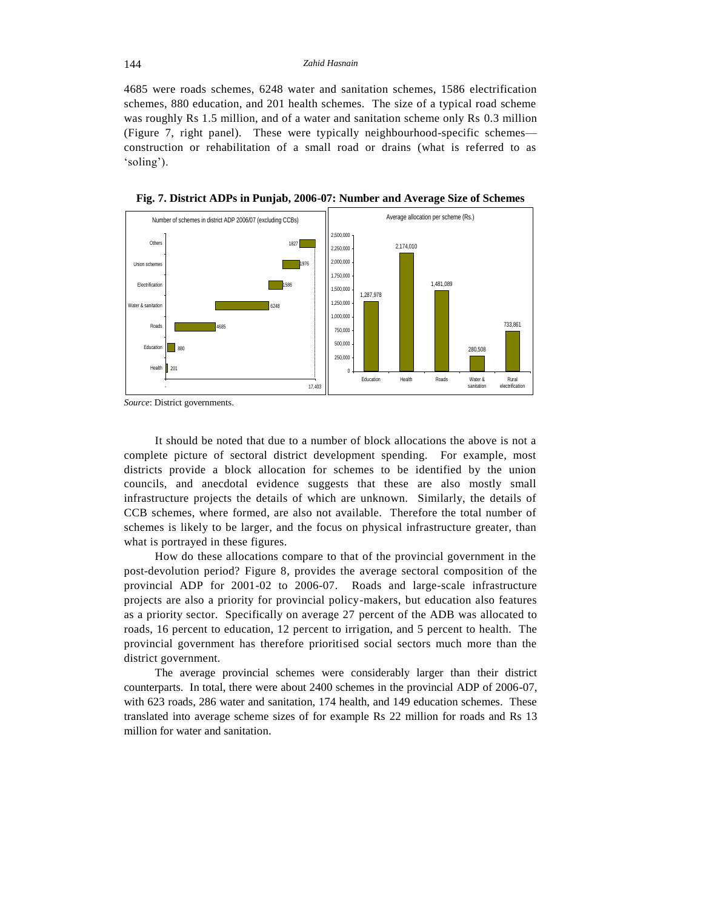4685 were roads schemes, 6248 water and sanitation schemes, 1586 electrification schemes, 880 education, and 201 health schemes. The size of a typical road scheme was roughly Rs 1.5 million, and of a water and sanitation scheme only Rs 0.3 million (Figure 7, right panel). These were typically neighbourhood-specific schemes—construction or rehabilitation of a small road or drains (what is referred to as 'soling').

**Fig. 7. District ADPs in Punjab, 2006-07: Number and Average Size of Schemes**

*Source*: District governments.

It should be noted that due to a number of block allocations the above is not a complete picture of sectoral district development spending. For example, most districts provide a block allocation for schemes to be identified by the union councils, and anecdotal evidence suggests that these are also mostly small infrastructure projects the details of which are unknown. Similarly, the details of CCB schemes, where formed, are also not available. Therefore the total number of schemes is likely to be larger, and the focus on physical infrastructure greater, than what is portrayed in these figures.

How do these allocations compare to that of the provincial government in the post-devolution period? Figure 8, provides the average sectoral composition of the provincial ADP for 2001-02 to 2006-07. Roads and large-scale infrastructure projects are also a priority for provincial policy-makers, but education also features as a priority sector. Specifically on average 27 percent of the ADB was allocated to roads, 16 percent to education, 12 percent to irrigation, and 5 percent to health. The provincial government has therefore prioritised social sectors much more than the district government.

The average provincial schemes were considerably larger than their district counterparts. In total, there were about 2400 schemes in the provincial ADP of 2006-07, with 623 roads, 286 water and sanitation, 174 health, and 149 education schemes. These translated into average scheme sizes of for example Rs 22 million for roads and Rs 13 million for water and sanitation.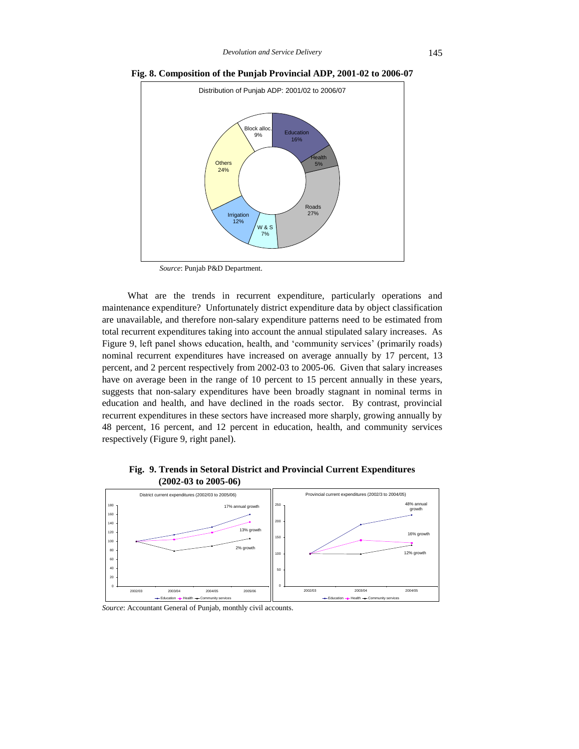**Fig. 8. Composition of the Punjab Provincial ADP, 2001-02 to 2006-07**

*Source*: Punjab P&D Department.

What are the trends in recurrent expenditure, particularly operations and maintenance expenditure? Unfortunately district expenditure data by object classification are unavailable, and therefore non-salary expenditure patterns need to be estimated from total recurrent expenditures taking into account the annual stipulated salary increases. As Figure 9, left panel shows education, health, and 'community services' (primarily roads) nominal recurrent expenditures have increased on average annually by 17 percent, 13 percent, and 2 percent respectively from 2002-03 to 2005-06. Given that salary increases have on average been in the range of 10 percent to 15 percent annually in these years, suggests that non-salary expenditures have been broadly stagnant in nominal terms in education and health, and have declined in the roads sector. By contrast, provincial recurrent expenditures in these sectors have increased more sharply, growing annually by 48 percent, 16 percent, and 12 percent in education, health, and community services respectively (Figure 9, right panel).

**Fig. 9. Trends in Setoral District and Provincial Current Expenditures (2002-03 to 2005-06)**

*Source*: Accountant General of Punjab, monthly civil accounts.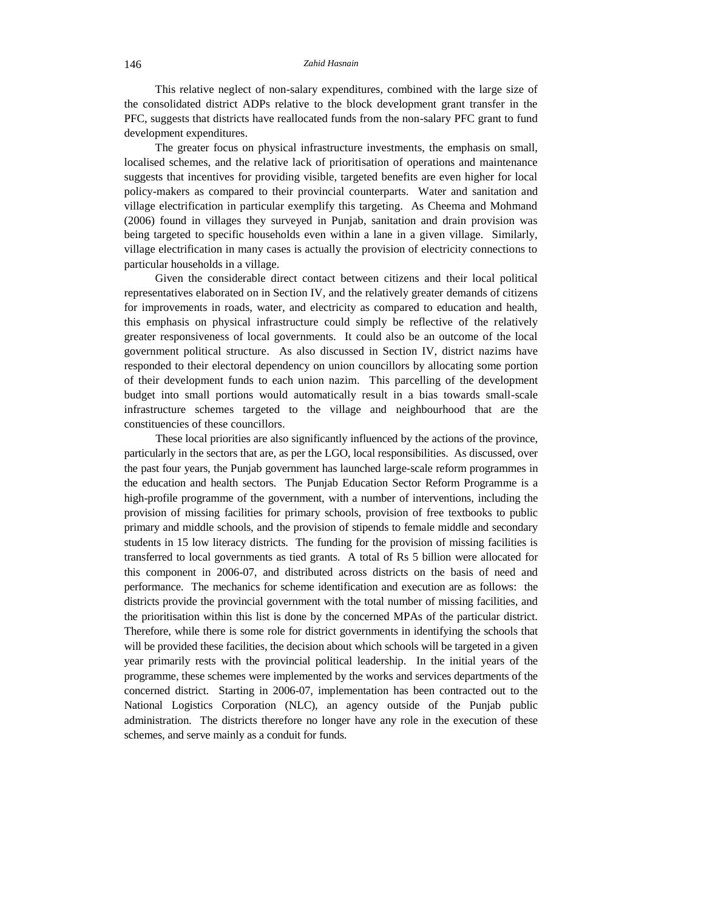This relative neglect of non-salary expenditures, combined with the large size of the consolidated district ADPs relative to the block development grant transfer in the PFC, suggests that districts have reallocated funds from the non-salary PFC grant to fund development expenditures.

The greater focus on physical infrastructure investments, the emphasis on small, localised schemes, and the relative lack of prioritisation of operations and maintenance suggests that incentives for providing visible, targeted benefits are even higher for local policy-makers as compared to their provincial counterparts. Water and sanitation and village electrification in particular exemplify this targeting. As Cheema and Mohmand (2006) found in villages they surveyed in Punjab, sanitation and drain provision was being targeted to specific households even within a lane in a given village. Similarly, village electrification in many cases is actually the provision of electricity connections to particular households in a village.

Given the considerable direct contact between citizens and their local political representatives elaborated on in Section IV, and the relatively greater demands of citizens for improvements in roads, water, and electricity as compared to education and health, this emphasis on physical infrastructure could simply be reflective of the relatively greater responsiveness of local governments. It could also be an outcome of the local government political structure. As also discussed in Section IV, district nazims have responded to their electoral dependency on union councillors by allocating some portion of their development funds to each union nazim. This parcelling of the development budget into small portions would automatically result in a bias towards small-scale infrastructure schemes targeted to the village and neighbourhood that are the constituencies of these councillors.

These local priorities are also significantly influenced by the actions of the province, particularly in the sectors that are, as per the LGO, local responsibilities. As discussed, over the past four years, the Punjab government has launched large-scale reform programmes in the education and health sectors. The Punjab Education Sector Reform Programme is a high-profile programme of the government, with a number of interventions, including the provision of missing facilities for primary schools, provision of free textbooks to public primary and middle schools, and the provision of stipends to female middle and secondary students in 15 low literacy districts. The funding for the provision of missing facilities is transferred to local governments as tied grants. A total of Rs 5 billion were allocated for this component in 2006-07, and distributed across districts on the basis of need and performance. The mechanics for scheme identification and execution are as follows: the districts provide the provincial government with the total number of missing facilities, and the prioritisation within this list is done by the concerned MPAs of the particular district. Therefore, while there is some role for district governments in identifying the schools that will be provided these facilities, the decision about which schools will be targeted in a given year primarily rests with the provincial political leadership. In the initial years of the programme, these schemes were implemented by the works and services departments of the concerned district. Starting in 2006-07, implementation has been contracted out to the National Logistics Corporation (NLC), an agency outside of the Punjab public administration. The districts therefore no longer have any role in the execution of these schemes, and serve mainly as a conduit for funds.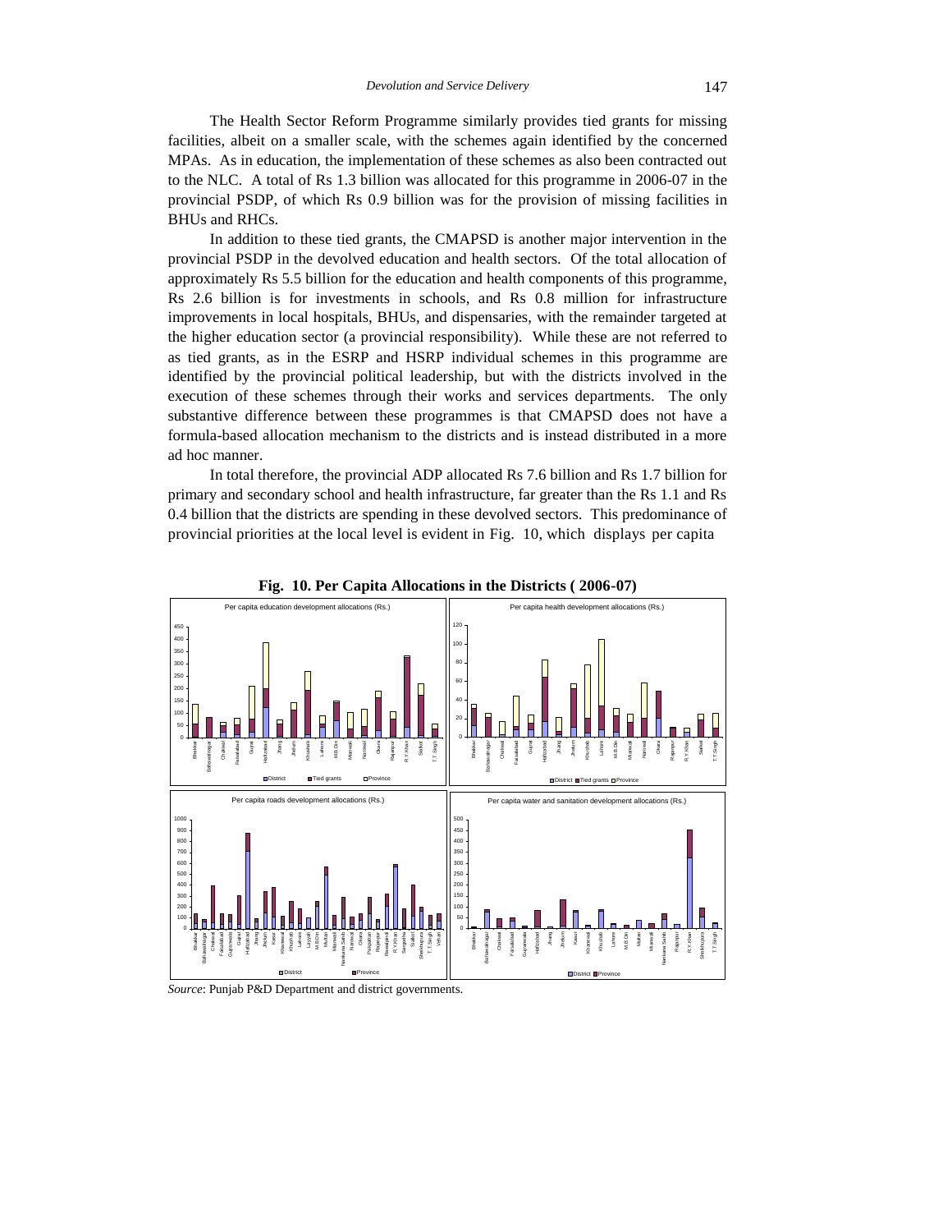The Health Sector Reform Programme similarly provides tied grants for missing facilities, albeit on a smaller scale, with the schemes again identified by the concerned MPAs. As in education, the implementation of these schemes as also been contracted out to the NLC. A total of Rs 1.3 billion was allocated for this programme in 2006-07 in the provincial PSDP, of which Rs 0.9 billion was for the provision of missing facilities in BHUs and RHCs.

In addition to these tied grants, the CMAPSD is another major intervention in the provincial PSDP in the devolved education and health sectors. Of the total allocation of approximately Rs 5.5 billion for the education and health components of this programme, Rs 2.6 billion is for investments in schools, and Rs 0.8 million for infrastructure improvements in local hospitals, BHUs, and dispensaries, with the remainder targeted at the higher education sector (a provincial responsibility). While these are not referred to as tied grants, as in the ESRP and HSRP individual schemes in this programme are identified by the provincial political leadership, but with the districts involved in the execution of these schemes through their works and services departments. The only substantive difference between these programmes is that CMAPSD does not have a formula-based allocation mechanism to the districts and is instead distributed in a more ad hoc manner.

In total therefore, the provincial ADP allocated Rs 7.6 billion and Rs 1.7 billion for primary and secondary school and health infrastructure, far greater than the Rs 1.1 and Rs 0.4 billion that the districts are spending in these devolved sectors. This predominance of provincial priorities at the local level is evident in Fig. 10, which displays per capita

**Fig. 10. Per Capita Allocations in the Districts ( 2006-07)**

*Source*: Punjab P&D Department and district governments.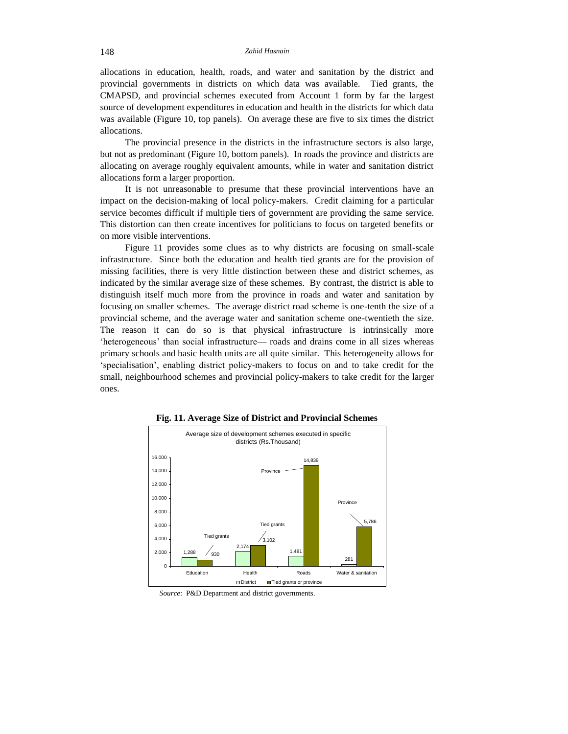allocations in education, health, roads, and water and sanitation by the district and provincial governments in districts on which data was available. Tied grants, the CMAPSD, and provincial schemes executed from Account 1 form by far the largest source of development expenditures in education and health in the districts for which data was available (Figure 10, top panels). On average these are five to six times the district allocations.

The provincial presence in the districts in the infrastructure sectors is also large, but not as predominant (Figure 10, bottom panels). In roads the province and districts are allocating on average roughly equivalent amounts, while in water and sanitation district allocations form a larger proportion.

It is not unreasonable to presume that these provincial interventions have an impact on the decision-making of local policy-makers. Credit claiming for a particular service becomes difficult if multiple tiers of government are providing the same service. This distortion can then create incentives for politicians to focus on targeted benefits or on more visible interventions.

Figure 11 provides some clues as to why districts are focusing on small-scale infrastructure. Since both the education and health tied grants are for the provision of missing facilities, there is very little distinction between these and district schemes, as indicated by the similar average size of these schemes. By contrast, the district is able to distinguish itself much more from the province in roads and water and sanitation by focusing on smaller schemes. The average district road scheme is one-tenth the size of a provincial scheme, and the average water and sanitation scheme one-twentieth the size. The reason it can do so is that physical infrastructure is intrinsically more 'heterogeneous' than social infrastructure— roads and drains come in all sizes whereas primary schools and basic health units are all quite similar. This heterogeneity allows for 'specialisation', enabling district policy-makers to focus on and to take credit for the small, neighbourhood schemes and provincial policy-makers to take credit for the larger ones.

**Fig. 11. Average Size of District and Provincial Schemes**

Average size of development schemes executed in specific districts (Rs.Thousand)

| | District | Tied grants or province |
|---|---|---|
| Education | 1,288 | 930 (Tied grants) |
| Health | 2,174 | 3,102 (Tied grants) |
| Roads | 1,481 | 14,839 (Province) |
| Water & sanitation | 281 | 5,786 (Province) |

*Source*: P&D Department and district governments.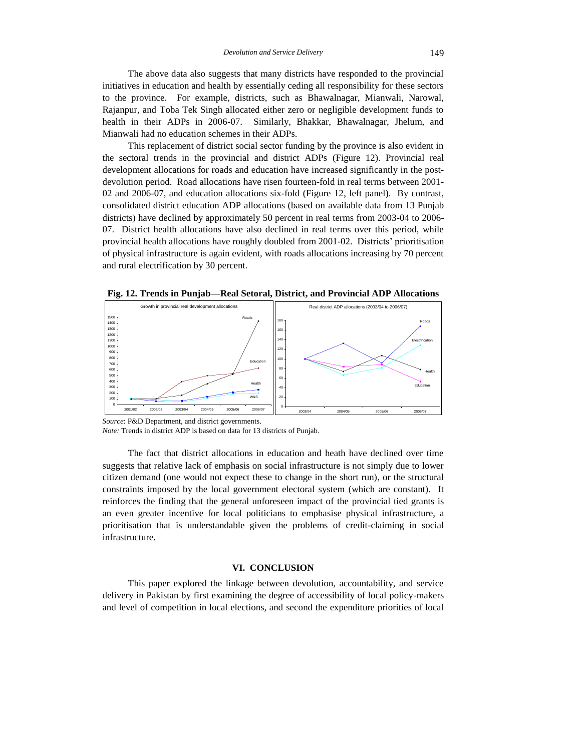The above data also suggests that many districts have responded to the provincial initiatives in education and health by essentially ceding all responsibility for these sectors to the province. For example, districts, such as Bhawalnagar, Mianwali, Narowal, Rajanpur, and Toba Tek Singh allocated either zero or negligible development funds to health in their ADPs in 2006-07. Similarly, Bhakkar, Bhawalnagar, Jhelum, and Mianwali had no education schemes in their ADPs.

This replacement of district social sector funding by the province is also evident in the sectoral trends in the provincial and district ADPs (Figure 12). Provincial real development allocations for roads and education have increased significantly in the post-devolution period. Road allocations have risen fourteen-fold in real terms between 2001-02 and 2006-07, and education allocations six-fold (Figure 12, left panel). By contrast, consolidated district education ADP allocations (based on available data from 13 Punjab districts) have declined by approximately 50 percent in real terms from 2003-04 to 2006-07. District health allocations have also declined in real terms over this period, while provincial health allocations have roughly doubled from 2001-02. Districts' prioritisation of physical infrastructure is again evident, with roads allocations increasing by 70 percent and rural electrification by 30 percent.

**Fig. 12. Trends in Punjab—Real Setoral, District, and Provincial ADP Allocations**

*Source*: P&D Department, and district governments.
*Note:* Trends in district ADP is based on data for 13 districts of Punjab.

The fact that district allocations in education and heath have declined over time suggests that relative lack of emphasis on social infrastructure is not simply due to lower citizen demand (one would not expect these to change in the short run), or the structural constraints imposed by the local government electoral system (which are constant). It reinforces the finding that the general unforeseen impact of the provincial tied grants is an even greater incentive for local politicians to emphasise physical infrastructure, a prioritisation that is understandable given the problems of credit-claiming in social infrastructure.

## VI. CONCLUSION

This paper explored the linkage between devolution, accountability, and service delivery in Pakistan by first examining the degree of accessibility of local policy-makers and level of competition in local elections, and second the expenditure priorities of local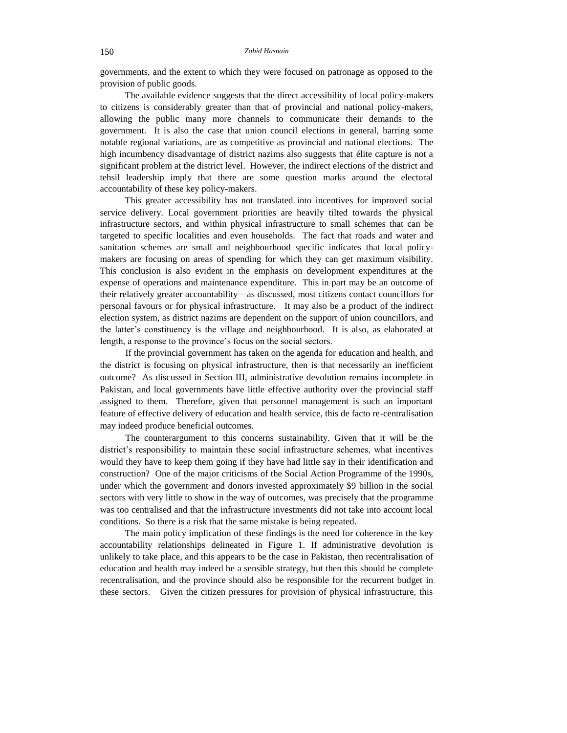governments, and the extent to which they were focused on patronage as opposed to the provision of public goods.

The available evidence suggests that the direct accessibility of local policy-makers to citizens is considerably greater than that of provincial and national policy-makers, allowing the public many more channels to communicate their demands to the government. It is also the case that union council elections in general, barring some notable regional variations, are as competitive as provincial and national elections. The high incumbency disadvantage of district nazims also suggests that élite capture is not a significant problem at the district level. However, the indirect elections of the district and tehsil leadership imply that there are some question marks around the electoral accountability of these key policy-makers.

This greater accessibility has not translated into incentives for improved social service delivery. Local government priorities are heavily tilted towards the physical infrastructure sectors, and within physical infrastructure to small schemes that can be targeted to specific localities and even households. The fact that roads and water and sanitation schemes are small and neighbourhood specific indicates that local policy-makers are focusing on areas of spending for which they can get maximum visibility. This conclusion is also evident in the emphasis on development expenditures at the expense of operations and maintenance expenditure. This in part may be an outcome of their relatively greater accountability—as discussed, most citizens contact councillors for personal favours or for physical infrastructure. It may also be a product of the indirect election system, as district nazims are dependent on the support of union councillors, and the latter's constituency is the village and neighbourhood. It is also, as elaborated at length, a response to the province's focus on the social sectors.

If the provincial government has taken on the agenda for education and health, and the district is focusing on physical infrastructure, then is that necessarily an inefficient outcome? As discussed in Section III, administrative devolution remains incomplete in Pakistan, and local governments have little effective authority over the provincial staff assigned to them. Therefore, given that personnel management is such an important feature of effective delivery of education and health service, this de facto re-centralisation may indeed produce beneficial outcomes.

The counterargument to this concerns sustainability. Given that it will be the district's responsibility to maintain these social infrastructure schemes, what incentives would they have to keep them going if they have had little say in their identification and construction? One of the major criticisms of the Social Action Programme of the 1990s, under which the government and donors invested approximately \$9 billion in the social sectors with very little to show in the way of outcomes, was precisely that the programme was too centralised and that the infrastructure investments did not take into account local conditions. So there is a risk that the same mistake is being repeated.

The main policy implication of these findings is the need for coherence in the key accountability relationships delineated in Figure 1. If administrative devolution is unlikely to take place, and this appears to be the case in Pakistan, then recentralisation of education and health may indeed be a sensible strategy, but then this should be complete recentralisation, and the province should also be responsible for the recurrent budget in these sectors. Given the citizen pressures for provision of physical infrastructure, this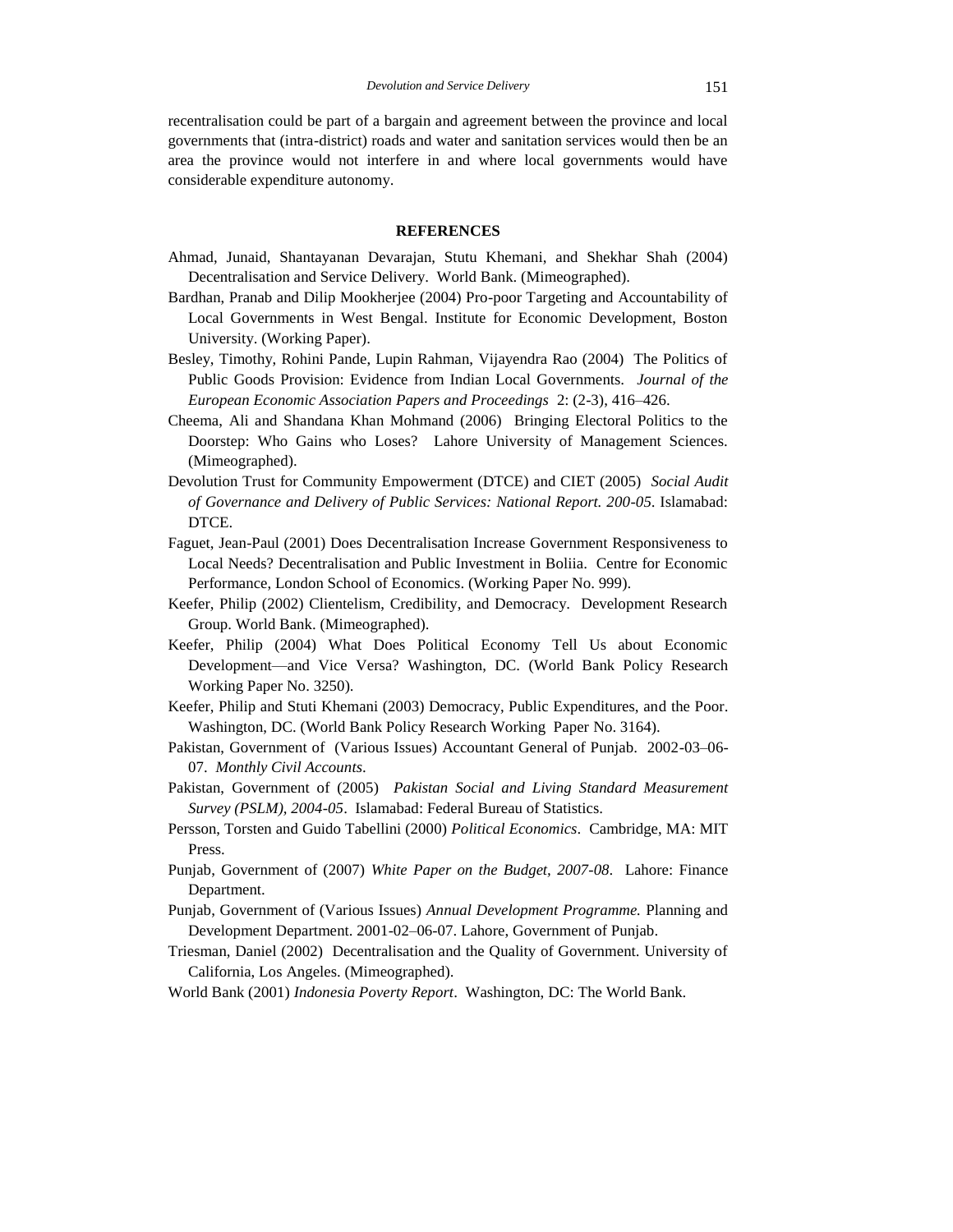recentralisation could be part of a bargain and agreement between the province and local governments that (intra-district) roads and water and sanitation services would then be an area the province would not interfere in and where local governments would have considerable expenditure autonomy.

## REFERENCES

Ahmad, Junaid, Shantayanan Devarajan, Stutu Khemani, and Shekhar Shah (2004) Decentralisation and Service Delivery. World Bank. (Mimeographed).

Bardhan, Pranab and Dilip Mookherjee (2004) Pro-poor Targeting and Accountability of Local Governments in West Bengal. Institute for Economic Development, Boston University. (Working Paper).

Besley, Timothy, Rohini Pande, Lupin Rahman, Vijayendra Rao (2004) The Politics of Public Goods Provision: Evidence from Indian Local Governments. *Journal of the European Economic Association Papers and Proceedings* 2: (2-3), 416–426.

Cheema, Ali and Shandana Khan Mohmand (2006) Bringing Electoral Politics to the Doorstep: Who Gains who Loses? Lahore University of Management Sciences. (Mimeographed).

Devolution Trust for Community Empowerment (DTCE) and CIET (2005) *Social Audit of Governance and Delivery of Public Services: National Report. 200-05*. Islamabad: DTCE.

Faguet, Jean-Paul (2001) Does Decentralisation Increase Government Responsiveness to Local Needs? Decentralisation and Public Investment in Boliia. Centre for Economic Performance, London School of Economics. (Working Paper No. 999).

Keefer, Philip (2002) Clientelism, Credibility, and Democracy. Development Research Group. World Bank. (Mimeographed).

Keefer, Philip (2004) What Does Political Economy Tell Us about Economic Development—and Vice Versa? Washington, DC. (World Bank Policy Research Working Paper No. 3250).

Keefer, Philip and Stuti Khemani (2003) Democracy, Public Expenditures, and the Poor. Washington, DC. (World Bank Policy Research Working Paper No. 3164).

Pakistan, Government of (Various Issues) Accountant General of Punjab. 2002-03–06-07. *Monthly Civil Accounts*.

Pakistan, Government of (2005) *Pakistan Social and Living Standard Measurement Survey (PSLM), 2004-05*. Islamabad: Federal Bureau of Statistics.

Persson, Torsten and Guido Tabellini (2000) *Political Economics*. Cambridge, MA: MIT Press.

Punjab, Government of (2007) *White Paper on the Budget, 2007-08*. Lahore: Finance Department.

Punjab, Government of (Various Issues) *Annual Development Programme.* Planning and Development Department. 2001-02–06-07. Lahore, Government of Punjab.

Triesman, Daniel (2002) Decentralisation and the Quality of Government. University of California, Los Angeles. (Mimeographed).

World Bank (2001) *Indonesia Poverty Report*. Washington, DC: The World Bank.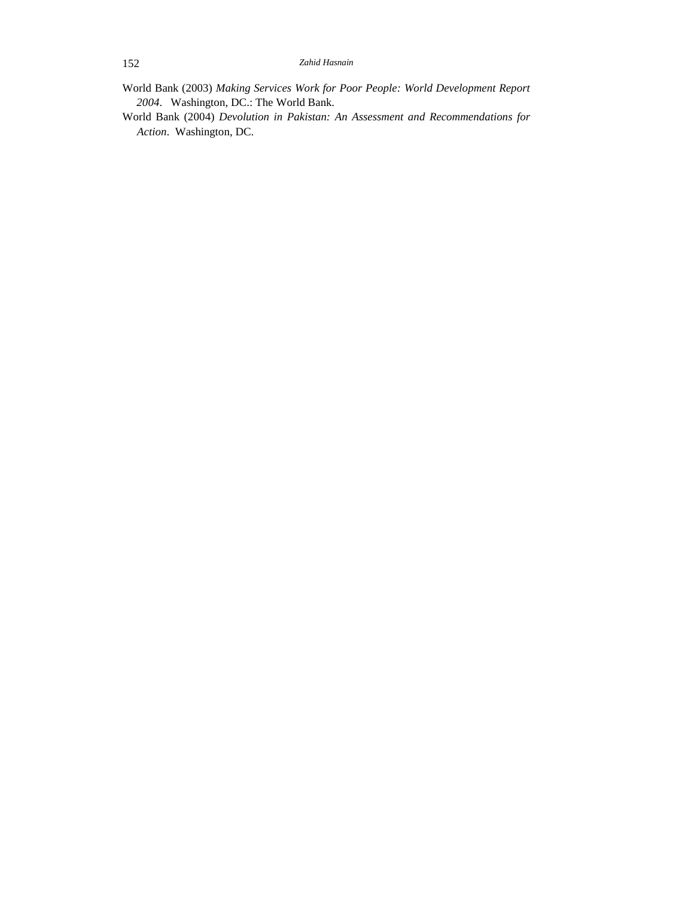World Bank (2003) *Making Services Work for Poor People: World Development Report 2004*. Washington, DC.: The World Bank.

World Bank (2004) *Devolution in Pakistan: An Assessment and Recommendations for Action*. Washington, DC.